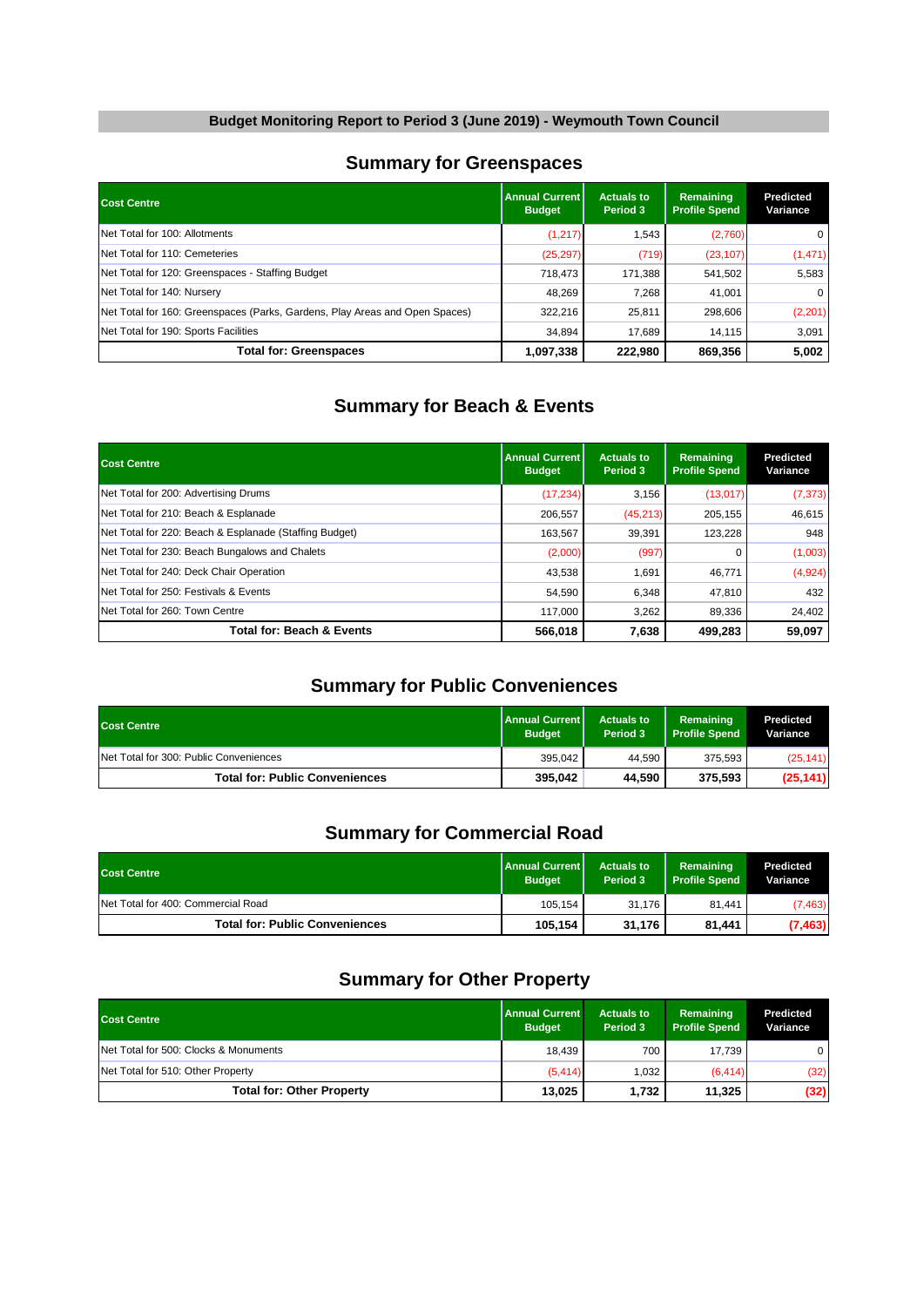# Budget Monitoring Report to Period 3 (June 2019) - Weymouth Town Council

## Summary for Greenspaces

| Cost Centre | Annual Current Budget | Actuals to Period 3 | Remaining Profile Spend | Predicted Variance |
|---|---|---|---|---|
| Net Total for 100: Allotments | (1,217) | 1,543 | (2,760) | 0 |
| Net Total for 110: Cemeteries | (25,297) | (719) | (23,107) | (1,471) |
| Net Total for 120: Greenspaces - Staffing Budget | 718,473 | 171,388 | 541,502 | 5,583 |
| Net Total for 140: Nursery | 48,269 | 7,268 | 41,001 | 0 |
| Net Total for 160: Greenspaces (Parks, Gardens, Play Areas and Open Spaces) | 322,216 | 25,811 | 298,606 | (2,201) |
| Net Total for 190: Sports Facilities | 34,894 | 17,689 | 14,115 | 3,091 |
| **Total for: Greenspaces** | **1,097,338** | **222,980** | **869,356** | **5,002** |

## Summary for Beach & Events

| Cost Centre | Annual Current Budget | Actuals to Period 3 | Remaining Profile Spend | Predicted Variance |
|---|---|---|---|---|
| Net Total for 200: Advertising Drums | (17,234) | 3,156 | (13,017) | (7,373) |
| Net Total for 210: Beach & Esplanade | 206,557 | (45,213) | 205,155 | 46,615 |
| Net Total for 220: Beach & Esplanade (Staffing Budget) | 163,567 | 39,391 | 123,228 | 948 |
| Net Total for 230: Beach Bungalows and Chalets | (2,000) | (997) | 0 | (1,003) |
| Net Total for 240: Deck Chair Operation | 43,538 | 1,691 | 46,771 | (4,924) |
| Net Total for 250: Festivals & Events | 54,590 | 6,348 | 47,810 | 432 |
| Net Total for 260: Town Centre | 117,000 | 3,262 | 89,336 | 24,402 |
| **Total for: Beach & Events** | **566,018** | **7,638** | **499,283** | **59,097** |

## Summary for Public Conveniences

| Cost Centre | Annual Current Budget | Actuals to Period 3 | Remaining Profile Spend | Predicted Variance |
|---|---|---|---|---|
| Net Total for 300: Public Conveniences | 395,042 | 44,590 | 375,593 | (25,141) |
| **Total for: Public Conveniences** | **395,042** | **44,590** | **375,593** | **(25,141)** |

## Summary for Commercial Road

| Cost Centre | Annual Current Budget | Actuals to Period 3 | Remaining Profile Spend | Predicted Variance |
|---|---|---|---|---|
| Net Total for 400: Commercial Road | 105,154 | 31,176 | 81,441 | (7,463) |
| **Total for: Public Conveniences** | **105,154** | **31,176** | **81,441** | **(7,463)** |

## Summary for Other Property

| Cost Centre | Annual Current Budget | Actuals to Period 3 | Remaining Profile Spend | Predicted Variance |
|---|---|---|---|---|
| Net Total for 500: Clocks & Monuments | 18,439 | 700 | 17,739 | 0 |
| Net Total for 510: Other Property | (5,414) | 1,032 | (6,414) | (32) |
| **Total for: Other Property** | **13,025** | **1,732** | **11,325** | **(32)** |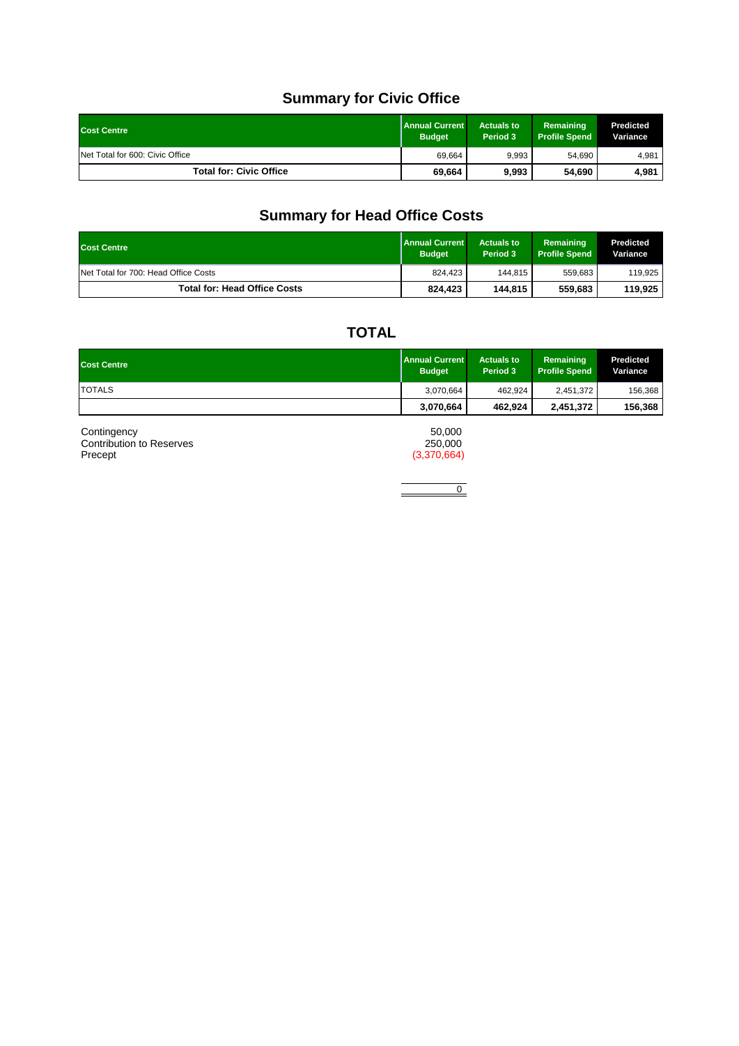## Summary for Civic Office

| Cost Centre | Annual Current Budget | Actuals to Period 3 | Remaining Profile Spend | Predicted Variance |
|---|---|---|---|---|
| Net Total for 600: Civic Office | 69,664 | 9,993 | 54,690 | 4,981 |
| **Total for: Civic Office** | **69,664** | **9,993** | **54,690** | **4,981** |

## Summary for Head Office Costs

| Cost Centre | Annual Current Budget | Actuals to Period 3 | Remaining Profile Spend | Predicted Variance |
|---|---|---|---|---|
| Net Total for 700: Head Office Costs | 824,423 | 144,815 | 559,683 | 119,925 |
| **Total for: Head Office Costs** | **824,423** | **144,815** | **559,683** | **119,925** |

## TOTAL

| Cost Centre | Annual Current Budget | Actuals to Period 3 | Remaining Profile Spend | Predicted Variance |
|---|---|---|---|---|
| TOTALS | 3,070,664 | 462,924 | 2,451,372 | 156,368 |
| | **3,070,664** | **462,924** | **2,451,372** | **156,368** |

| | |
|---|---|
| Contingency | 50,000 |
| Contribution to Reserves | 250,000 |
| Precept | (3,370,664) |
| | 0 |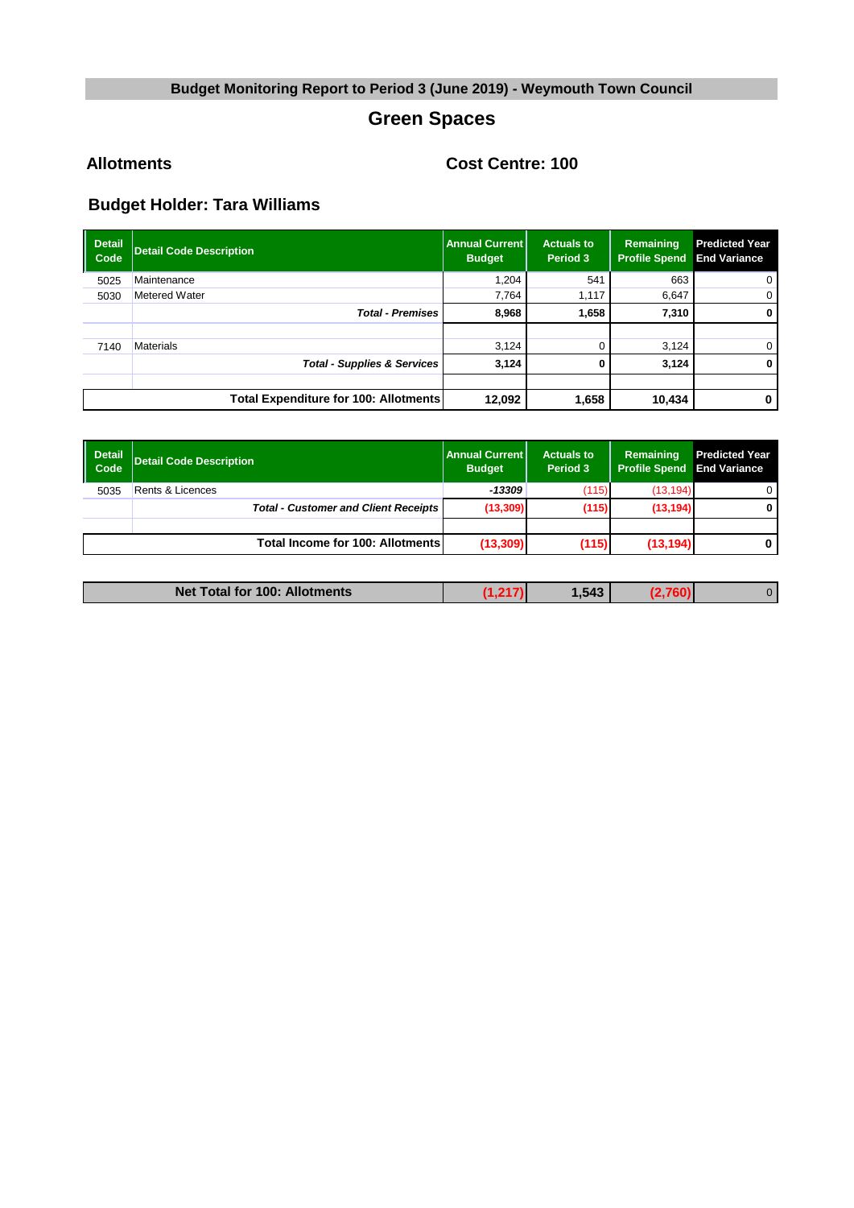**Budget Monitoring Report to Period 3 (June 2019) - Weymouth Town Council**

# Green Spaces

## Allotments

**Cost Centre: 100**

### Budget Holder: Tara Williams

| Detail Code | Detail Code Description | Annual Current Budget | Actuals to Period 3 | Remaining Profile Spend | Predicted Year End Variance |
|---|---|---|---|---|---|
| 5025 | Maintenance | 1,204 | 541 | 663 | 0 |
| 5030 | Metered Water | 7,764 | 1,117 | 6,647 | 0 |
| | ***Total - Premises*** | **8,968** | **1,658** | **7,310** | **0** |
| | | | | | |
| 7140 | Materials | 3,124 | 0 | 3,124 | 0 |
| | ***Total - Supplies & Services*** | **3,124** | **0** | **3,124** | **0** |
| | | | | | |
| | **Total Expenditure for 100: Allotments** | **12,092** | **1,658** | **10,434** | **0** |

| Detail Code | Detail Code Description | Annual Current Budget | Actuals to Period 3 | Remaining Profile Spend | Predicted Year End Variance |
|---|---|---|---|---|---|
| 5035 | Rents & Licences | ***-13309*** | (115) | (13,194) | 0 |
| | ***Total - Customer and Client Receipts*** | **(13,309)** | **(115)** | **(13,194)** | **0** |
| | | | | | |
| | **Total Income for 100: Allotments** | **(13,309)** | **(115)** | **(13,194)** | **0** |

| | Annual Current Budget | Actuals to Period 3 | Remaining Profile Spend | Predicted Year End Variance |
|---|---|---|---|---|
| **Net Total for 100: Allotments** | **(1,217)** | **1,543** | **(2,760)** | 0 |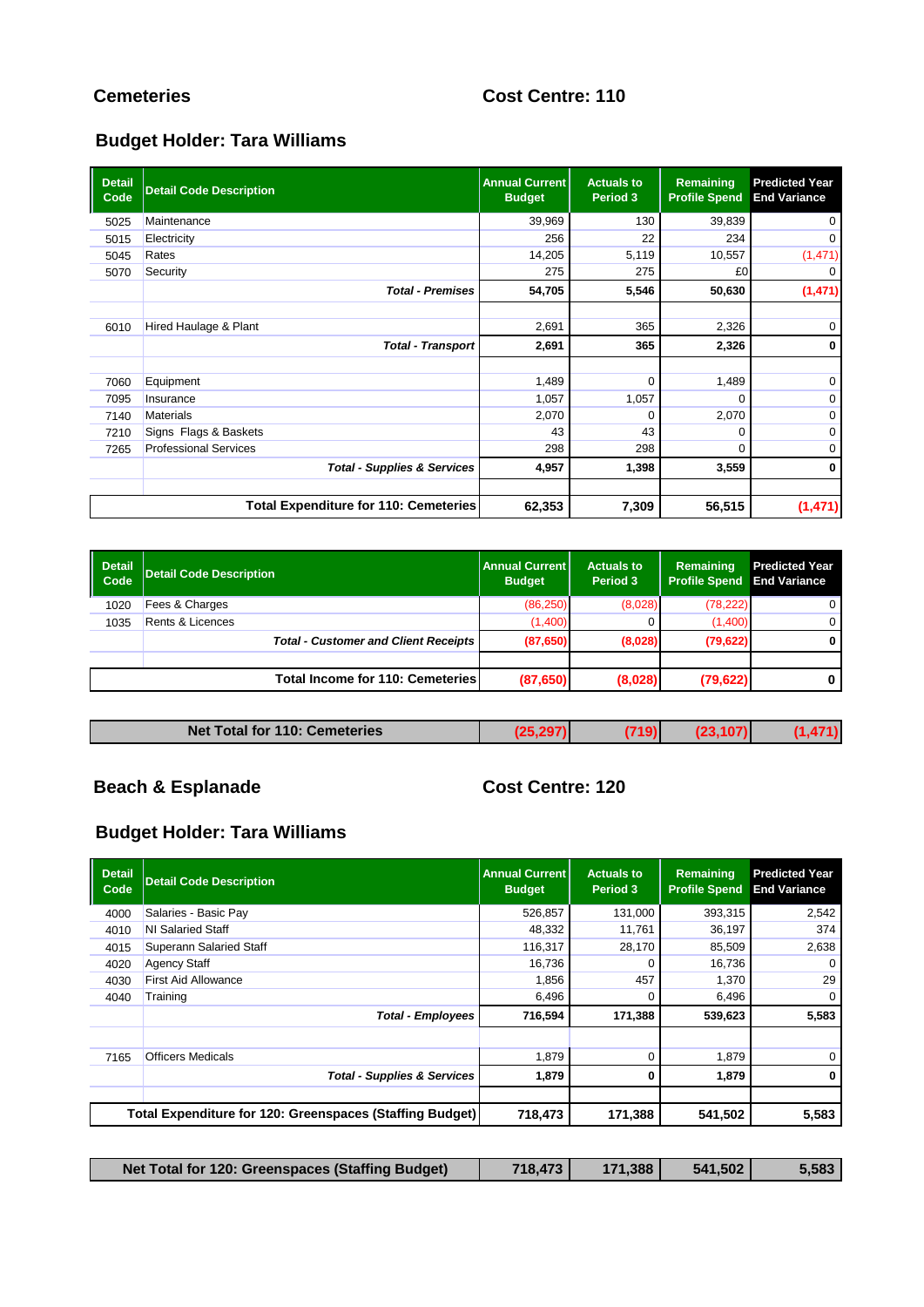**Cemeteries** **Cost Centre: 110**

**Budget Holder: Tara Williams**

| Detail Code | Detail Code Description | Annual Current Budget | Actuals to Period 3 | Remaining Profile Spend | Predicted Year End Variance |
|---|---|---|---|---|---|
| 5025 | Maintenance | 39,969 | 130 | 39,839 | 0 |
| 5015 | Electricity | 256 | 22 | 234 | 0 |
| 5045 | Rates | 14,205 | 5,119 | 10,557 | (1,471) |
| 5070 | Security | 275 | 275 | £0 | 0 |
| | ***Total - Premises*** | **54,705** | **5,546** | **50,630** | **(1,471)** |
| | | | | | |
| 6010 | Hired Haulage & Plant | 2,691 | 365 | 2,326 | 0 |
| | ***Total - Transport*** | **2,691** | **365** | **2,326** | **0** |
| | | | | | |
| 7060 | Equipment | 1,489 | 0 | 1,489 | 0 |
| 7095 | Insurance | 1,057 | 1,057 | 0 | 0 |
| 7140 | Materials | 2,070 | 0 | 2,070 | 0 |
| 7210 | Signs Flags & Baskets | 43 | 43 | 0 | 0 |
| 7265 | Professional Services | 298 | 298 | 0 | 0 |
| | ***Total - Supplies & Services*** | **4,957** | **1,398** | **3,559** | **0** |
| | | | | | |
| | **Total Expenditure for 110: Cemeteries** | **62,353** | **7,309** | **56,515** | **(1,471)** |

| Detail Code | Detail Code Description | Annual Current Budget | Actuals to Period 3 | Remaining Profile Spend | Predicted Year End Variance |
|---|---|---|---|---|---|
| 1020 | Fees & Charges | (86,250) | (8,028) | (78,222) | 0 |
| 1035 | Rents & Licences | (1,400) | 0 | (1,400) | 0 |
| | ***Total - Customer and Client Receipts*** | **(87,650)** | **(8,028)** | **(79,622)** | **0** |
| | | | | | |
| | **Total Income for 110: Cemeteries** | **(87,650)** | **(8,028)** | **(79,622)** | **0** |

| Net Total for 110: Cemeteries | (25,297) | (719) | (23,107) | (1,471) |
|---|---|---|---|---|

**Beach & Esplanade** **Cost Centre: 120**

**Budget Holder: Tara Williams**

| Detail Code | Detail Code Description | Annual Current Budget | Actuals to Period 3 | Remaining Profile Spend | Predicted Year End Variance |
|---|---|---|---|---|---|
| 4000 | Salaries - Basic Pay | 526,857 | 131,000 | 393,315 | 2,542 |
| 4010 | NI Salaried Staff | 48,332 | 11,761 | 36,197 | 374 |
| 4015 | Superann Salaried Staff | 116,317 | 28,170 | 85,509 | 2,638 |
| 4020 | Agency Staff | 16,736 | 0 | 16,736 | 0 |
| 4030 | First Aid Allowance | 1,856 | 457 | 1,370 | 29 |
| 4040 | Training | 6,496 | 0 | 6,496 | 0 |
| | ***Total - Employees*** | **716,594** | **171,388** | **539,623** | **5,583** |
| | | | | | |
| 7165 | Officers Medicals | 1,879 | 0 | 1,879 | 0 |
| | ***Total - Supplies & Services*** | **1,879** | **0** | **1,879** | **0** |
| | | | | | |
| | **Total Expenditure for 120: Greenspaces (Staffing Budget)** | **718,473** | **171,388** | **541,502** | **5,583** |

| Net Total for 120: Greenspaces (Staffing Budget) | 718,473 | 171,388 | 541,502 | 5,583 |
|---|---|---|---|---|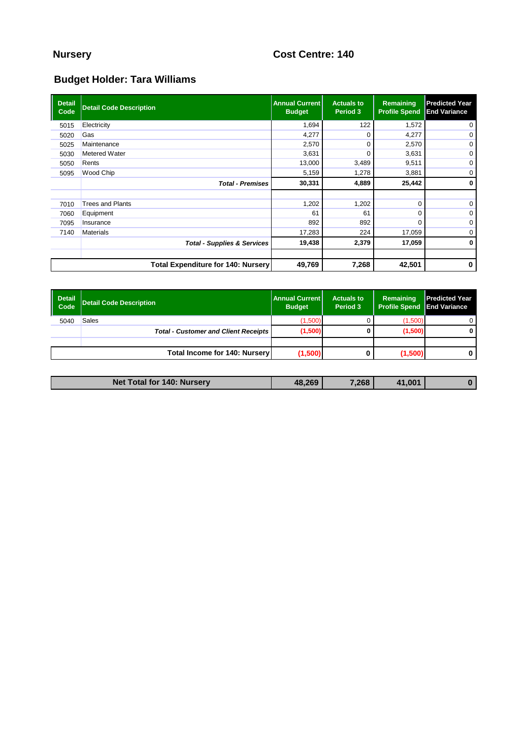**Nursery** **Cost Centre: 140**

## Budget Holder: Tara Williams

| Detail Code | Detail Code Description | Annual Current Budget | Actuals to Period 3 | Remaining Profile Spend | Predicted Year End Variance |
|---|---|---|---|---|---|
| 5015 | Electricity | 1,694 | 122 | 1,572 | 0 |
| 5020 | Gas | 4,277 | 0 | 4,277 | 0 |
| 5025 | Maintenance | 2,570 | 0 | 2,570 | 0 |
| 5030 | Metered Water | 3,631 | 0 | 3,631 | 0 |
| 5050 | Rents | 13,000 | 3,489 | 9,511 | 0 |
| 5095 | Wood Chip | 5,159 | 1,278 | 3,881 | 0 |
| | ***Total - Premises*** | **30,331** | **4,889** | **25,442** | **0** |
| | | | | | |
| 7010 | Trees and Plants | 1,202 | 1,202 | 0 | 0 |
| 7060 | Equipment | 61 | 61 | 0 | 0 |
| 7095 | Insurance | 892 | 892 | 0 | 0 |
| 7140 | Materials | 17,283 | 224 | 17,059 | 0 |
| | ***Total - Supplies & Services*** | **19,438** | **2,379** | **17,059** | **0** |
| | | | | | |
| | **Total Expenditure for 140: Nursery** | **49,769** | **7,268** | **42,501** | **0** |

| Detail Code | Detail Code Description | Annual Current Budget | Actuals to Period 3 | Remaining Profile Spend | Predicted Year End Variance |
|---|---|---|---|---|---|
| 5040 | Sales | (1,500) | 0 | (1,500) | 0 |
| | ***Total - Customer and Client Receipts*** | **(1,500)** | **0** | **(1,500)** | **0** |
| | | | | | |
| | **Total Income for 140: Nursery** | **(1,500)** | **0** | **(1,500)** | **0** |

| **Net Total for 140: Nursery** | **48,269** | **7,268** | **41,001** | **0** |
|---|---|---|---|---|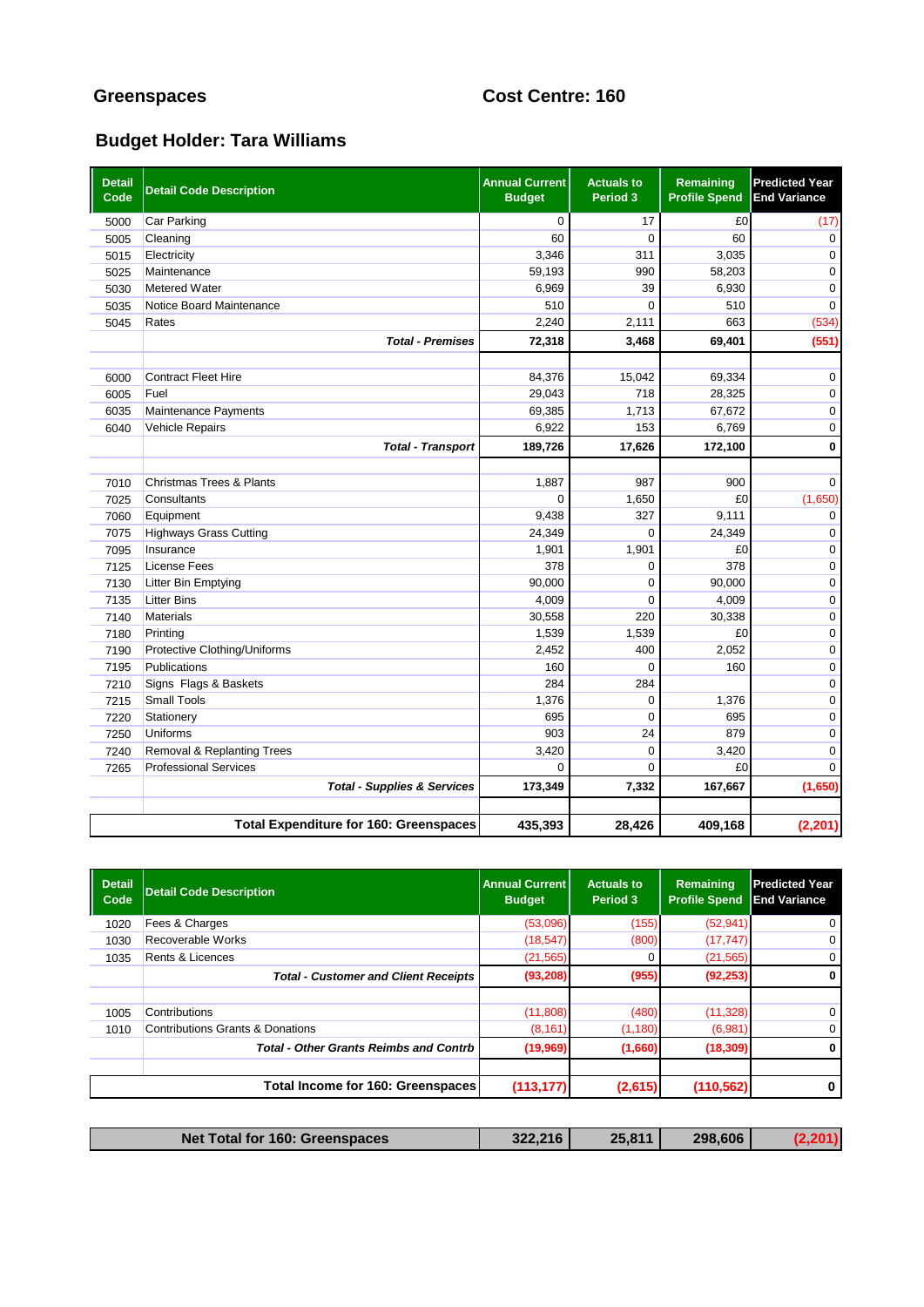# Greenspaces

## Cost Centre: 160

## Budget Holder: Tara Williams

| Detail Code | Detail Code Description | Annual Current Budget | Actuals to Period 3 | Remaining Profile Spend | Predicted Year End Variance |
|---|---|---|---|---|---|
| 5000 | Car Parking | 0 | 17 | £0 | (17) |
| 5005 | Cleaning | 60 | 0 | 60 | 0 |
| 5015 | Electricity | 3,346 | 311 | 3,035 | 0 |
| 5025 | Maintenance | 59,193 | 990 | 58,203 | 0 |
| 5030 | Metered Water | 6,969 | 39 | 6,930 | 0 |
| 5035 | Notice Board Maintenance | 510 | 0 | 510 | 0 |
| 5045 | Rates | 2,240 | 2,111 | 663 | (534) |
| | ***Total - Premises*** | **72,318** | **3,468** | **69,401** | **(551)** |
| | | | | | |
| 6000 | Contract Fleet Hire | 84,376 | 15,042 | 69,334 | 0 |
| 6005 | Fuel | 29,043 | 718 | 28,325 | 0 |
| 6035 | Maintenance Payments | 69,385 | 1,713 | 67,672 | 0 |
| 6040 | Vehicle Repairs | 6,922 | 153 | 6,769 | 0 |
| | ***Total - Transport*** | **189,726** | **17,626** | **172,100** | **0** |
| | | | | | |
| 7010 | Christmas Trees & Plants | 1,887 | 987 | 900 | 0 |
| 7025 | Consultants | 0 | 1,650 | £0 | (1,650) |
| 7060 | Equipment | 9,438 | 327 | 9,111 | 0 |
| 7075 | Highways Grass Cutting | 24,349 | 0 | 24,349 | 0 |
| 7095 | Insurance | 1,901 | 1,901 | £0 | 0 |
| 7125 | License Fees | 378 | 0 | 378 | 0 |
| 7130 | Litter Bin Emptying | 90,000 | 0 | 90,000 | 0 |
| 7135 | Litter Bins | 4,009 | 0 | 4,009 | 0 |
| 7140 | Materials | 30,558 | 220 | 30,338 | 0 |
| 7180 | Printing | 1,539 | 1,539 | £0 | 0 |
| 7190 | Protective Clothing/Uniforms | 2,452 | 400 | 2,052 | 0 |
| 7195 | Publications | 160 | 0 | 160 | 0 |
| 7210 | Signs Flags & Baskets | 284 | 284 | | 0 |
| 7215 | Small Tools | 1,376 | 0 | 1,376 | 0 |
| 7220 | Stationery | 695 | 0 | 695 | 0 |
| 7250 | Uniforms | 903 | 24 | 879 | 0 |
| 7240 | Removal & Replanting Trees | 3,420 | 0 | 3,420 | 0 |
| 7265 | Professional Services | 0 | 0 | £0 | 0 |
| | ***Total - Supplies & Services*** | **173,349** | **7,332** | **167,667** | **(1,650)** |
| | | | | | |
| | **Total Expenditure for 160: Greenspaces** | **435,393** | **28,426** | **409,168** | **(2,201)** |

| Detail Code | Detail Code Description | Annual Current Budget | Actuals to Period 3 | Remaining Profile Spend | Predicted Year End Variance |
|---|---|---|---|---|---|
| 1020 | Fees & Charges | (53,096) | (155) | (52,941) | 0 |
| 1030 | Recoverable Works | (18,547) | (800) | (17,747) | 0 |
| 1035 | Rents & Licences | (21,565) | 0 | (21,565) | 0 |
| | ***Total - Customer and Client Receipts*** | **(93,208)** | **(955)** | **(92,253)** | **0** |
| | | | | | |
| 1005 | Contributions | (11,808) | (480) | (11,328) | 0 |
| 1010 | Contributions Grants & Donations | (8,161) | (1,180) | (6,981) | 0 |
| | ***Total - Other Grants Reimbs and Contrb*** | **(19,969)** | **(1,660)** | **(18,309)** | **0** |
| | | | | | |
| | **Total Income for 160: Greenspaces** | **(113,177)** | **(2,615)** | **(110,562)** | **0** |

| | Annual Current Budget | Actuals to Period 3 | Remaining Profile Spend | Predicted Year End Variance |
|---|---|---|---|---|
| **Net Total for 160: Greenspaces** | **322,216** | **25,811** | **298,606** | **(2,201)** |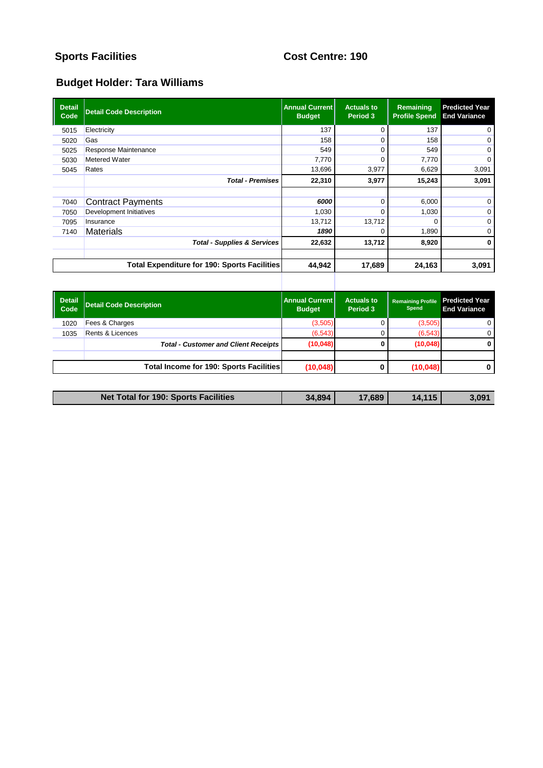## Sports Facilities

## Cost Centre: 190

## Budget Holder: Tara Williams

| Detail Code | Detail Code Description | Annual Current Budget | Actuals to Period 3 | Remaining Profile Spend | Predicted Year End Variance |
|---|---|---|---|---|---|
| 5015 | Electricity | 137 | 0 | 137 | 0 |
| 5020 | Gas | 158 | 0 | 158 | 0 |
| 5025 | Response Maintenance | 549 | 0 | 549 | 0 |
| 5030 | Metered Water | 7,770 | 0 | 7,770 | 0 |
| 5045 | Rates | 13,696 | 3,977 | 6,629 | 3,091 |
| | ***Total - Premises*** | **22,310** | **3,977** | **15,243** | **3,091** |
| | | | | | |
| 7040 | Contract Payments | *6000* | 0 | 6,000 | 0 |
| 7050 | Development Initiatives | 1,030 | 0 | 1,030 | 0 |
| 7095 | Insurance | 13,712 | 13,712 | 0 | 0 |
| 7140 | Materials | *1890* | 0 | 1,890 | 0 |
| | ***Total - Supplies & Services*** | **22,632** | **13,712** | **8,920** | **0** |
| | | | | | |
| | **Total Expenditure for 190: Sports Facilities** | **44,942** | **17,689** | **24,163** | **3,091** |

| Detail Code | Detail Code Description | Annual Current Budget | Actuals to Period 3 | Remaining Profile Spend | Predicted Year End Variance |
|---|---|---|---|---|---|
| 1020 | Fees & Charges | (3,505) | 0 | (3,505) | 0 |
| 1035 | Rents & Licences | (6,543) | 0 | (6,543) | 0 |
| | ***Total - Customer and Client Receipts*** | **(10,048)** | **0** | **(10,048)** | **0** |
| | | | | | |
| | **Total Income for 190: Sports Facilities** | **(10,048)** | **0** | **(10,048)** | **0** |

| | Annual Current Budget | Actuals to Period 3 | Remaining Profile Spend | Predicted Year End Variance |
|---|---|---|---|---|
| **Net Total for 190: Sports Facilities** | **34,894** | **17,689** | **14,115** | **3,091** |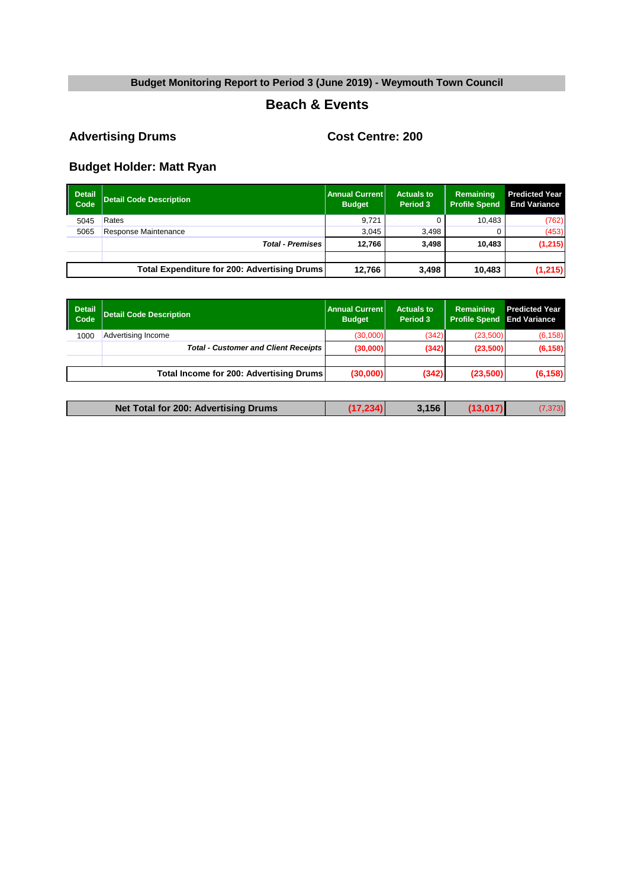**Budget Monitoring Report to Period 3 (June 2019) - Weymouth Town Council**

## Beach & Events

### Advertising Drums

### Cost Centre: 200

### Budget Holder: Matt Ryan

| Detail Code | Detail Code Description | Annual Current Budget | Actuals to Period 3 | Remaining Profile Spend | Predicted Year End Variance |
|---|---|---|---|---|---|
| 5045 | Rates | 9,721 | 0 | 10,483 | (762) |
| 5065 | Response Maintenance | 3,045 | 3,498 | 0 | (453) |
| | ***Total - Premises*** | **12,766** | **3,498** | **10,483** | **(1,215)** |
| | | | | | |
| | **Total Expenditure for 200: Advertising Drums** | **12,766** | **3,498** | **10,483** | **(1,215)** |

| Detail Code | Detail Code Description | Annual Current Budget | Actuals to Period 3 | Remaining Profile Spend | Predicted Year End Variance |
|---|---|---|---|---|---|
| 1000 | Advertising Income | (30,000) | (342) | (23,500) | (6,158) |
| | ***Total - Customer and Client Receipts*** | **(30,000)** | **(342)** | **(23,500)** | **(6,158)** |
| | | | | | |
| | **Total Income for 200: Advertising Drums** | **(30,000)** | **(342)** | **(23,500)** | **(6,158)** |

| | Annual Current Budget | Actuals to Period 3 | Remaining Profile Spend | Predicted Year End Variance |
|---|---|---|---|---|
| **Net Total for 200: Advertising Drums** | **(17,234)** | **3,156** | **(13,017)** | (7,373) |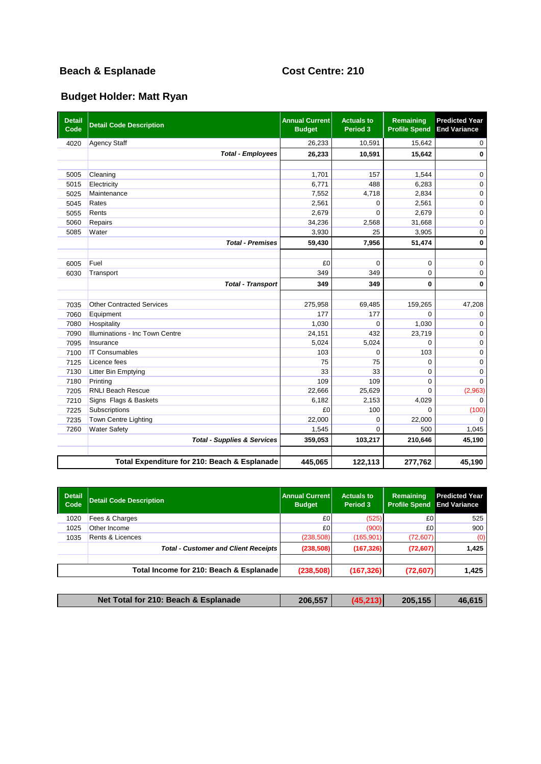## Beach & Esplanade

## Cost Centre: 210

### Budget Holder: Matt Ryan

| Detail Code | Detail Code Description | Annual Current Budget | Actuals to Period 3 | Remaining Profile Spend | Predicted Year End Variance |
|---|---|---|---|---|---|
| 4020 | Agency Staff | 26,233 | 10,591 | 15,642 | 0 |
| | ***Total - Employees*** | **26,233** | **10,591** | **15,642** | **0** |
| | | | | | |
| 5005 | Cleaning | 1,701 | 157 | 1,544 | 0 |
| 5015 | Electricity | 6,771 | 488 | 6,283 | 0 |
| 5025 | Maintenance | 7,552 | 4,718 | 2,834 | 0 |
| 5045 | Rates | 2,561 | 0 | 2,561 | 0 |
| 5055 | Rents | 2,679 | 0 | 2,679 | 0 |
| 5060 | Repairs | 34,236 | 2,568 | 31,668 | 0 |
| 5085 | Water | 3,930 | 25 | 3,905 | 0 |
| | ***Total - Premises*** | **59,430** | **7,956** | **51,474** | **0** |
| | | | | | |
| 6005 | Fuel | £0 | 0 | 0 | 0 |
| 6030 | Transport | 349 | 349 | 0 | 0 |
| | ***Total - Transport*** | **349** | **349** | **0** | **0** |
| | | | | | |
| 7035 | Other Contracted Services | 275,958 | 69,485 | 159,265 | 47,208 |
| 7060 | Equipment | 177 | 177 | 0 | 0 |
| 7080 | Hospitality | 1,030 | 0 | 1,030 | 0 |
| 7090 | Illuminations - Inc Town Centre | 24,151 | 432 | 23,719 | 0 |
| 7095 | Insurance | 5,024 | 5,024 | 0 | 0 |
| 7100 | IT Consumables | 103 | 0 | 103 | 0 |
| 7125 | Licence fees | 75 | 75 | 0 | 0 |
| 7130 | Litter Bin Emptying | 33 | 33 | 0 | 0 |
| 7180 | Printing | 109 | 109 | 0 | 0 |
| 7205 | RNLI Beach Rescue | 22,666 | 25,629 | 0 | (2,963) |
| 7210 | Signs Flags & Baskets | 6,182 | 2,153 | 4,029 | 0 |
| 7225 | Subscriptions | £0 | 100 | 0 | (100) |
| 7235 | Town Centre Lighting | 22,000 | 0 | 22,000 | 0 |
| 7260 | Water Safety | 1,545 | 0 | 500 | 1,045 |
| | ***Total - Supplies & Services*** | **359,053** | **103,217** | **210,646** | **45,190** |
| | | | | | |
| | **Total Expenditure for 210: Beach & Esplanade** | **445,065** | **122,113** | **277,762** | **45,190** |

| Detail Code | Detail Code Description | Annual Current Budget | Actuals to Period 3 | Remaining Profile Spend | Predicted Year End Variance |
|---|---|---|---|---|---|
| 1020 | Fees & Charges | £0 | (525) | £0 | 525 |
| 1025 | Other Income | £0 | (900) | £0 | 900 |
| 1035 | Rents & Licences | (238,508) | (165,901) | (72,607) | (0) |
| | ***Total - Customer and Client Receipts*** | **(238,508)** | **(167,326)** | **(72,607)** | **1,425** |
| | | | | | |
| | **Total Income for 210: Beach & Esplanade** | **(238,508)** | **(167,326)** | **(72,607)** | **1,425** |

| Net Total for 210: Beach & Esplanade | 206,557 | (45,213) | 205,155 | 46,615 |
|---|---|---|---|---|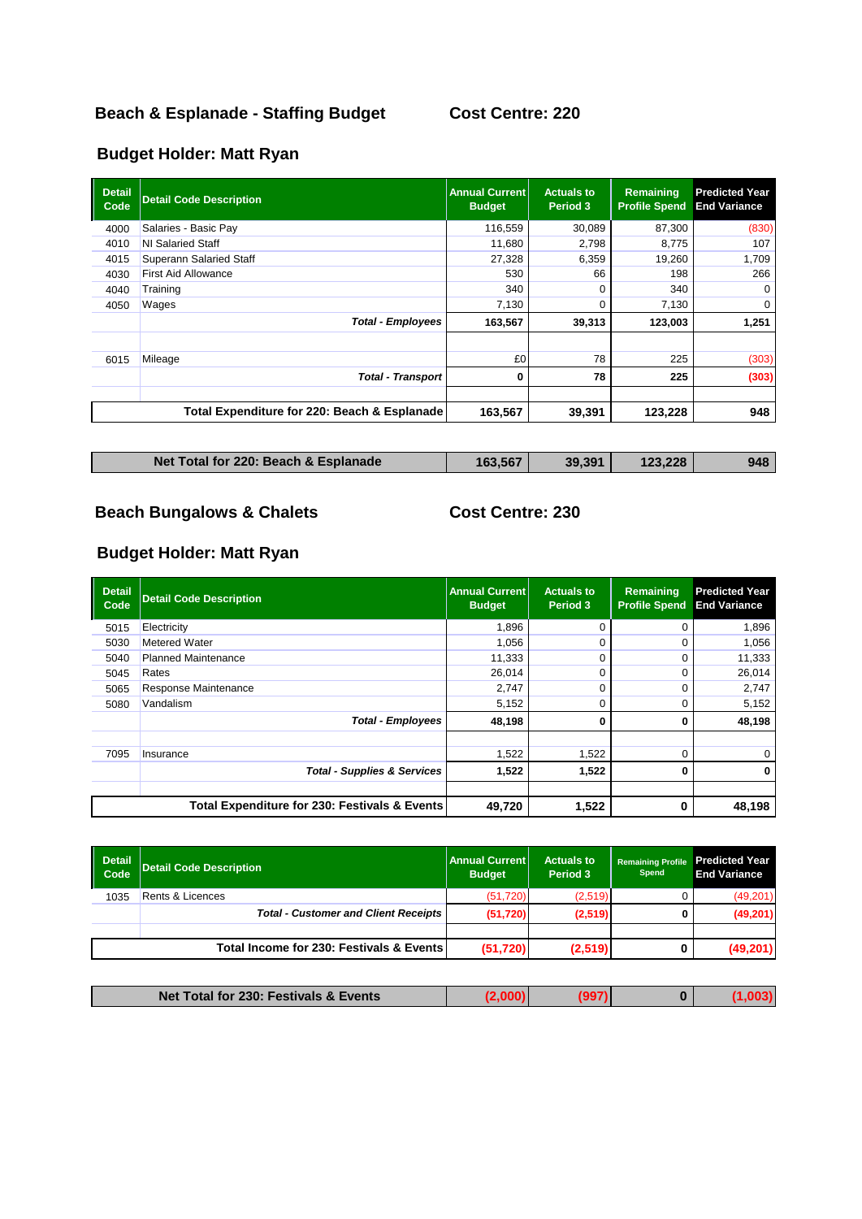## Beach & Esplanade - Staffing Budget    Cost Centre: 220

### Budget Holder: Matt Ryan

| Detail Code | Detail Code Description | Annual Current Budget | Actuals to Period 3 | Remaining Profile Spend | Predicted Year End Variance |
|---|---|---|---|---|---|
| 4000 | Salaries - Basic Pay | 116,559 | 30,089 | 87,300 | (830) |
| 4010 | NI Salaried Staff | 11,680 | 2,798 | 8,775 | 107 |
| 4015 | Superann Salaried Staff | 27,328 | 6,359 | 19,260 | 1,709 |
| 4030 | First Aid Allowance | 530 | 66 | 198 | 266 |
| 4040 | Training | 340 | 0 | 340 | 0 |
| 4050 | Wages | 7,130 | 0 | 7,130 | 0 |
| | ***Total - Employees*** | **163,567** | **39,313** | **123,003** | **1,251** |
| | | | | | |
| 6015 | Mileage | £0 | 78 | 225 | (303) |
| | ***Total - Transport*** | **0** | **78** | **225** | **(303)** |
| | | | | | |
| | **Total Expenditure for 220: Beach & Esplanade** | **163,567** | **39,391** | **123,228** | **948** |

| | | | | |
|---|---|---|---|---|
| **Net Total for 220: Beach & Esplanade** | **163,567** | **39,391** | **123,228** | **948** |

## Beach Bungalows & Chalets    Cost Centre: 230

### Budget Holder: Matt Ryan

| Detail Code | Detail Code Description | Annual Current Budget | Actuals to Period 3 | Remaining Profile Spend | Predicted Year End Variance |
|---|---|---|---|---|---|
| 5015 | Electricity | 1,896 | 0 | 0 | 1,896 |
| 5030 | Metered Water | 1,056 | 0 | 0 | 1,056 |
| 5040 | Planned Maintenance | 11,333 | 0 | 0 | 11,333 |
| 5045 | Rates | 26,014 | 0 | 0 | 26,014 |
| 5065 | Response Maintenance | 2,747 | 0 | 0 | 2,747 |
| 5080 | Vandalism | 5,152 | 0 | 0 | 5,152 |
| | ***Total - Employees*** | **48,198** | **0** | **0** | **48,198** |
| | | | | | |
| 7095 | Insurance | 1,522 | 1,522 | 0 | 0 |
| | ***Total - Supplies & Services*** | **1,522** | **1,522** | **0** | **0** |
| | | | | | |
| | **Total Expenditure for 230: Festivals & Events** | **49,720** | **1,522** | **0** | **48,198** |

| Detail Code | Detail Code Description | Annual Current Budget | Actuals to Period 3 | Remaining Profile Spend | Predicted Year End Variance |
|---|---|---|---|---|---|
| 1035 | Rents & Licences | (51,720) | (2,519) | 0 | (49,201) |
| | ***Total - Customer and Client Receipts*** | **(51,720)** | **(2,519)** | **0** | **(49,201)** |
| | | | | | |
| | **Total Income for 230: Festivals & Events** | **(51,720)** | **(2,519)** | **0** | **(49,201)** |

| | | | | |
|---|---|---|---|---|
| **Net Total for 230: Festivals & Events** | **(2,000)** | **(997)** | **0** | **(1,003)** |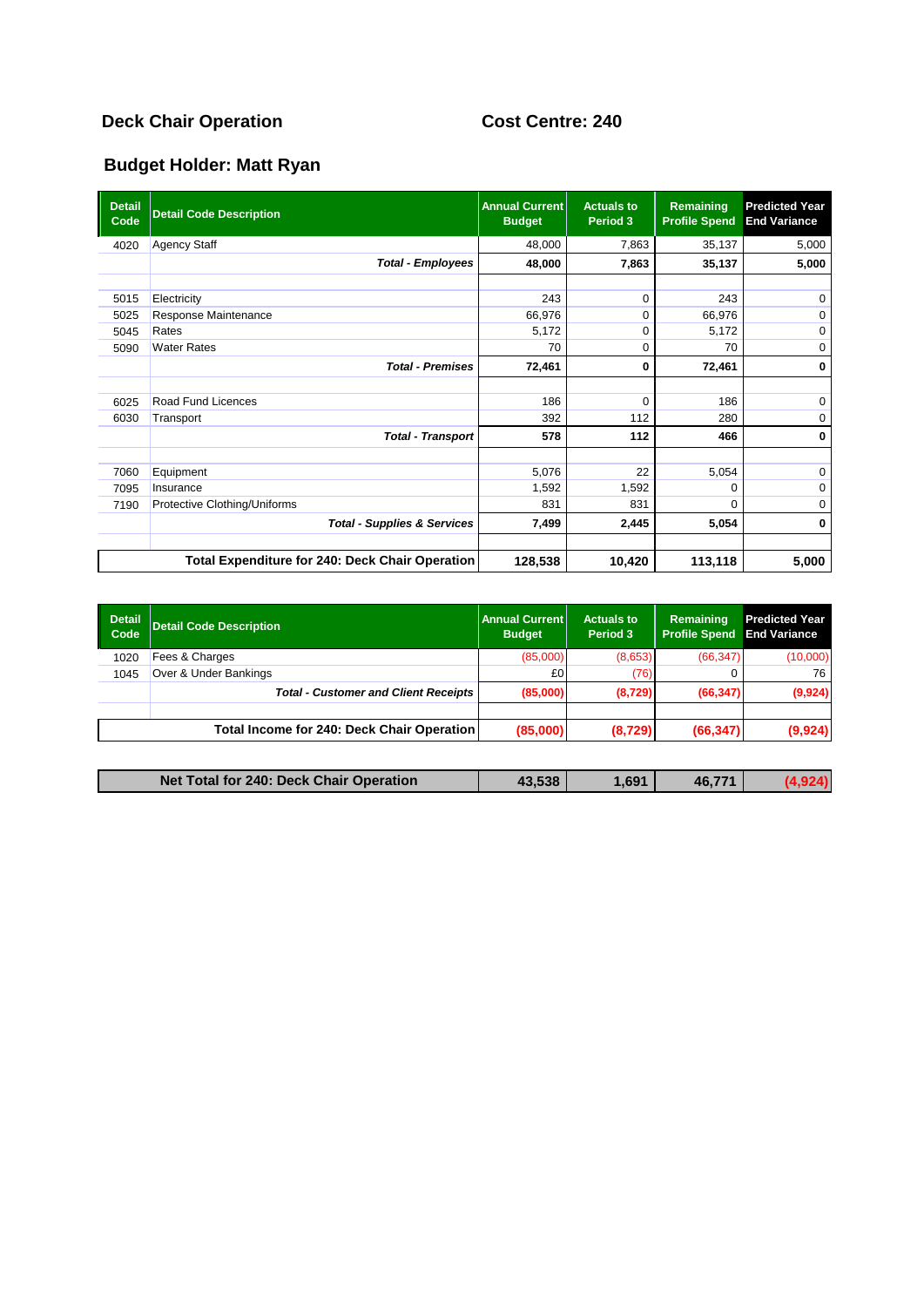## Deck Chair Operation

## Cost Centre: 240

## Budget Holder: Matt Ryan

| Detail Code | Detail Code Description | Annual Current Budget | Actuals to Period 3 | Remaining Profile Spend | Predicted Year End Variance |
|---|---|---|---|---|---|
| 4020 | Agency Staff | 48,000 | 7,863 | 35,137 | 5,000 |
| | ***Total - Employees*** | **48,000** | **7,863** | **35,137** | **5,000** |
| | | | | | |
| 5015 | Electricity | 243 | 0 | 243 | 0 |
| 5025 | Response Maintenance | 66,976 | 0 | 66,976 | 0 |
| 5045 | Rates | 5,172 | 0 | 5,172 | 0 |
| 5090 | Water Rates | 70 | 0 | 70 | 0 |
| | ***Total - Premises*** | **72,461** | **0** | **72,461** | **0** |
| | | | | | |
| 6025 | Road Fund Licences | 186 | 0 | 186 | 0 |
| 6030 | Transport | 392 | 112 | 280 | 0 |
| | ***Total - Transport*** | **578** | **112** | **466** | **0** |
| | | | | | |
| 7060 | Equipment | 5,076 | 22 | 5,054 | 0 |
| 7095 | Insurance | 1,592 | 1,592 | 0 | 0 |
| 7190 | Protective Clothing/Uniforms | 831 | 831 | 0 | 0 |
| | ***Total - Supplies & Services*** | **7,499** | **2,445** | **5,054** | **0** |
| | | | | | |
| | **Total Expenditure for 240: Deck Chair Operation** | **128,538** | **10,420** | **113,118** | **5,000** |

| Detail Code | Detail Code Description | Annual Current Budget | Actuals to Period 3 | Remaining Profile Spend | Predicted Year End Variance |
|---|---|---|---|---|---|
| 1020 | Fees & Charges | (85,000) | (8,653) | (66,347) | (10,000) |
| 1045 | Over & Under Bankings | £0 | (76) | 0 | 76 |
| | ***Total - Customer and Client Receipts*** | **(85,000)** | **(8,729)** | **(66,347)** | **(9,924)** |
| | | | | | |
| | **Total Income for 240: Deck Chair Operation** | **(85,000)** | **(8,729)** | **(66,347)** | **(9,924)** |

| **Net Total for 240: Deck Chair Operation** | **43,538** | **1,691** | **46,771** | **(4,924)** |
|---|---|---|---|---|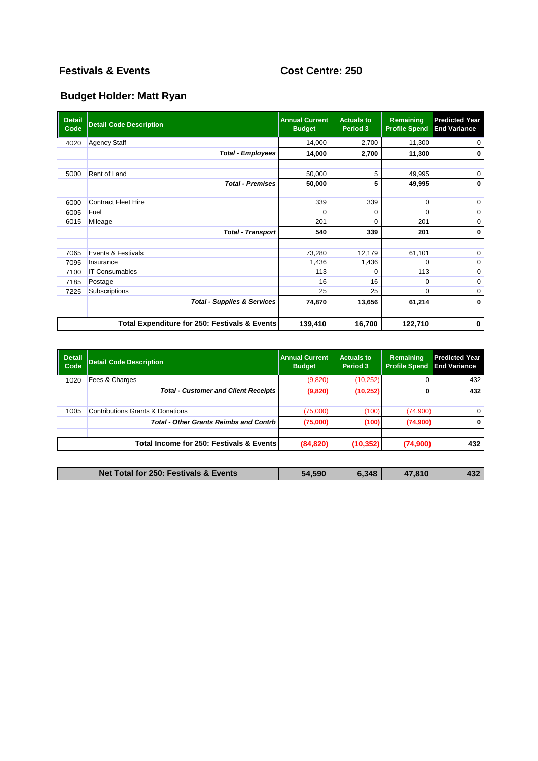# Festivals & Events

**Cost Centre: 250**

## Budget Holder: Matt Ryan

| Detail Code | Detail Code Description | Annual Current Budget | Actuals to Period 3 | Remaining Profile Spend | Predicted Year End Variance |
|---|---|---|---|---|---|
| 4020 | Agency Staff | 14,000 | 2,700 | 11,300 | 0 |
| | ***Total - Employees*** | **14,000** | **2,700** | **11,300** | **0** |
| | | | | | |
| 5000 | Rent of Land | 50,000 | 5 | 49,995 | 0 |
| | ***Total - Premises*** | **50,000** | **5** | **49,995** | **0** |
| | | | | | |
| 6000 | Contract Fleet Hire | 339 | 339 | 0 | 0 |
| 6005 | Fuel | 0 | 0 | 0 | 0 |
| 6015 | Mileage | 201 | 0 | 201 | 0 |
| | ***Total - Transport*** | **540** | **339** | **201** | **0** |
| | | | | | |
| 7065 | Events & Festivals | 73,280 | 12,179 | 61,101 | 0 |
| 7095 | Insurance | 1,436 | 1,436 | 0 | 0 |
| 7100 | IT Consumables | 113 | 0 | 113 | 0 |
| 7185 | Postage | 16 | 16 | 0 | 0 |
| 7225 | Subscriptions | 25 | 25 | 0 | 0 |
| | ***Total - Supplies & Services*** | **74,870** | **13,656** | **61,214** | **0** |
| | | | | | |
| | **Total Expenditure for 250: Festivals & Events** | **139,410** | **16,700** | **122,710** | **0** |

| Detail Code | Detail Code Description | Annual Current Budget | Actuals to Period 3 | Remaining Profile Spend | Predicted Year End Variance |
|---|---|---|---|---|---|
| 1020 | Fees & Charges | (9,820) | (10,252) | 0 | 432 |
| | ***Total - Customer and Client Receipts*** | **(9,820)** | **(10,252)** | **0** | **432** |
| | | | | | |
| 1005 | Contributions Grants & Donations | (75,000) | (100) | (74,900) | 0 |
| | ***Total - Other Grants Reimbs and Contrb*** | **(75,000)** | **(100)** | **(74,900)** | **0** |
| | | | | | |
| | **Total Income for 250: Festivals & Events** | **(84,820)** | **(10,352)** | **(74,900)** | **432** |

| | Annual Current Budget | Actuals to Period 3 | Remaining Profile Spend | Predicted Year End Variance |
|---|---|---|---|---|
| **Net Total for 250: Festivals & Events** | **54,590** | **6,348** | **47,810** | **432** |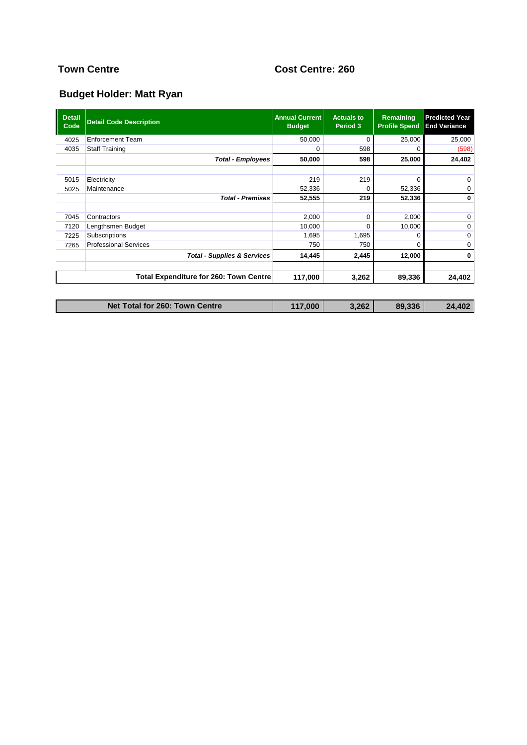## Town Centre

## Cost Centre: 260

## Budget Holder: Matt Ryan

| Detail Code | Detail Code Description | Annual Current Budget | Actuals to Period 3 | Remaining Profile Spend | Predicted Year End Variance |
|---|---|---|---|---|---|
| 4025 | Enforcement Team | 50,000 | 0 | 25,000 | 25,000 |
| 4035 | Staff Training | 0 | 598 | 0 | (598) |
| | ***Total - Employees*** | **50,000** | **598** | **25,000** | **24,402** |
| | | | | | |
| 5015 | Electricity | 219 | 219 | 0 | 0 |
| 5025 | Maintenance | 52,336 | 0 | 52,336 | 0 |
| | ***Total - Premises*** | **52,555** | **219** | **52,336** | **0** |
| | | | | | |
| 7045 | Contractors | 2,000 | 0 | 2,000 | 0 |
| 7120 | Lengthsmen Budget | 10,000 | 0 | 10,000 | 0 |
| 7225 | Subscriptions | 1,695 | 1,695 | 0 | 0 |
| 7265 | Professional Services | 750 | 750 | 0 | 0 |
| | ***Total - Supplies & Services*** | **14,445** | **2,445** | **12,000** | **0** |
| | | | | | |
| | **Total Expenditure for 260: Town Centre** | **117,000** | **3,262** | **89,336** | **24,402** |

| | Annual Current Budget | Actuals to Period 3 | Remaining Profile Spend | Predicted Year End Variance |
|---|---|---|---|---|
| **Net Total for 260: Town Centre** | **117,000** | **3,262** | **89,336** | **24,402** |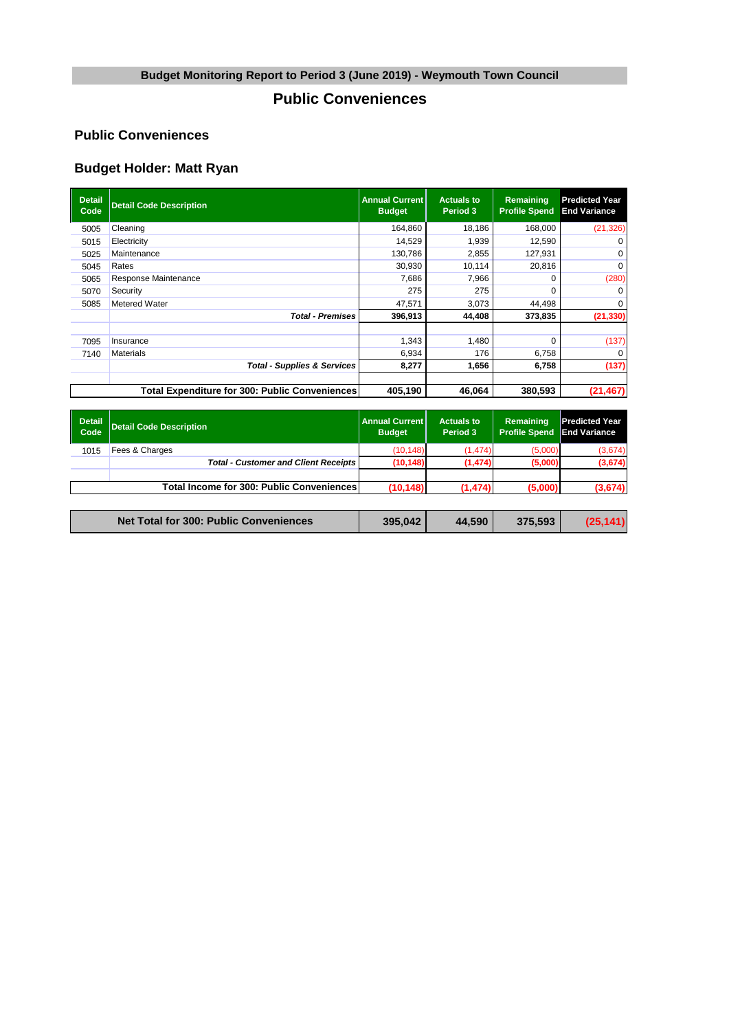## Budget Monitoring Report to Period 3 (June 2019) - Weymouth Town Council

# Public Conveniences

### Public Conveniences

### Budget Holder: Matt Ryan

| Detail Code | Detail Code Description | Annual Current Budget | Actuals to Period 3 | Remaining Profile Spend | Predicted Year End Variance |
|---|---|---|---|---|---|
| 5005 | Cleaning | 164,860 | 18,186 | 168,000 | (21,326) |
| 5015 | Electricity | 14,529 | 1,939 | 12,590 | 0 |
| 5025 | Maintenance | 130,786 | 2,855 | 127,931 | 0 |
| 5045 | Rates | 30,930 | 10,114 | 20,816 | 0 |
| 5065 | Response Maintenance | 7,686 | 7,966 | 0 | (280) |
| 5070 | Security | 275 | 275 | 0 | 0 |
| 5085 | Metered Water | 47,571 | 3,073 | 44,498 | 0 |
| | ***Total - Premises*** | **396,913** | **44,408** | **373,835** | **(21,330)** |
| | | | | | |
| 7095 | Insurance | 1,343 | 1,480 | 0 | (137) |
| 7140 | Materials | 6,934 | 176 | 6,758 | 0 |
| | ***Total - Supplies & Services*** | **8,277** | **1,656** | **6,758** | **(137)** |
| | | | | | |
| | **Total Expenditure for 300: Public Conveniences** | **405,190** | **46,064** | **380,593** | **(21,467)** |

| Detail Code | Detail Code Description | Annual Current Budget | Actuals to Period 3 | Remaining Profile Spend | Predicted Year End Variance |
|---|---|---|---|---|---|
| 1015 | Fees & Charges | (10,148) | (1,474) | (5,000) | (3,674) |
| | ***Total - Customer and Client Receipts*** | **(10,148)** | **(1,474)** | **(5,000)** | **(3,674)** |
| | | | | | |
| | **Total Income for 300: Public Conveniences** | **(10,148)** | **(1,474)** | **(5,000)** | **(3,674)** |

| Net Total for 300: Public Conveniences | 395,042 | 44,590 | 375,593 | (25,141) |
|---|---|---|---|---|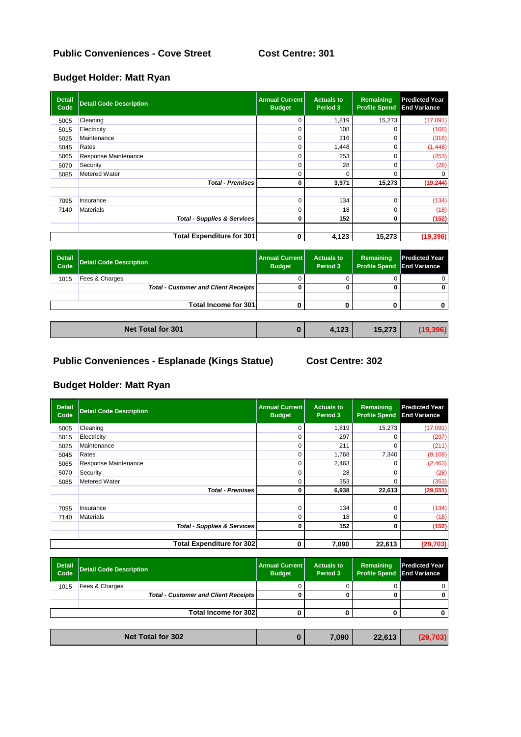## Public Conveniences - Cove Street          Cost Centre: 301

## Budget Holder: Matt Ryan

| Detail Code | Detail Code Description | Annual Current Budget | Actuals to Period 3 | Remaining Profile Spend | Predicted Year End Variance |
|---|---|---|---|---|---|
| 5005 | Cleaning | 0 | 1,819 | 15,273 | (17,091) |
| 5015 | Electricity | 0 | 108 | 0 | (108) |
| 5025 | Maintenance | 0 | 316 | 0 | (316) |
| 5045 | Rates | 0 | 1,448 | 0 | (1,448) |
| 5065 | Response Maintenance | 0 | 253 | 0 | (253) |
| 5070 | Security | 0 | 28 | 0 | (28) |
| 5085 | Metered Water | 0 | 0 | 0 | 0 |
| | ***Total - Premises*** | **0** | **3,971** | **15,273** | **(19,244)** |
| | | | | | |
| 7095 | Insurance | 0 | 134 | 0 | (134) |
| 7140 | Materials | 0 | 18 | 0 | (18) |
| | ***Total - Supplies & Services*** | **0** | **152** | **0** | **(152)** |
| | | | | | |
| | **Total Expenditure for 301** | **0** | **4,123** | **15,273** | **(19,396)** |

| Detail Code | Detail Code Description | Annual Current Budget | Actuals to Period 3 | Remaining Profile Spend | Predicted Year End Variance |
|---|---|---|---|---|---|
| 1015 | Fees & Charges | 0 | 0 | 0 | 0 |
| | ***Total - Customer and Client Receipts*** | **0** | **0** | **0** | **0** |
| | | | | | |
| | **Total Income for 301** | **0** | **0** | **0** | **0** |

| **Net Total for 301** | **0** | **4,123** | **15,273** | **(19,396)** |
|---|---|---|---|---|

## Public Conveniences - Esplanade (Kings Statue)          Cost Centre: 302

## Budget Holder: Matt Ryan

| Detail Code | Detail Code Description | Annual Current Budget | Actuals to Period 3 | Remaining Profile Spend | Predicted Year End Variance |
|---|---|---|---|---|---|
| 5005 | Cleaning | 0 | 1,819 | 15,273 | (17,091) |
| 5015 | Electricity | 0 | 297 | 0 | (297) |
| 5025 | Maintenance | 0 | 211 | 0 | (211) |
| 5045 | Rates | 0 | 1,768 | 7,340 | (9,108) |
| 5065 | Response Maintenance | 0 | 2,463 | 0 | (2,463) |
| 5070 | Security | 0 | 28 | 0 | (28) |
| 5085 | Metered Water | 0 | 353 | 0 | (353) |
| | ***Total - Premises*** | **0** | **6,938** | **22,613** | **(29,551)** |
| | | | | | |
| 7095 | Insurance | 0 | 134 | 0 | (134) |
| 7140 | Materials | 0 | 18 | 0 | (18) |
| | ***Total - Supplies & Services*** | **0** | **152** | **0** | **(152)** |
| | | | | | |
| | **Total Expenditure for 302** | **0** | **7,090** | **22,613** | **(29,703)** |

| Detail Code | Detail Code Description | Annual Current Budget | Actuals to Period 3 | Remaining Profile Spend | Predicted Year End Variance |
|---|---|---|---|---|---|
| 1015 | Fees & Charges | 0 | 0 | 0 | 0 |
| | ***Total - Customer and Client Receipts*** | **0** | **0** | **0** | **0** |
| | | | | | |
| | **Total Income for 302** | **0** | **0** | **0** | **0** |

| **Net Total for 302** | **0** | **7,090** | **22,613** | **(29,703)** |
|---|---|---|---|---|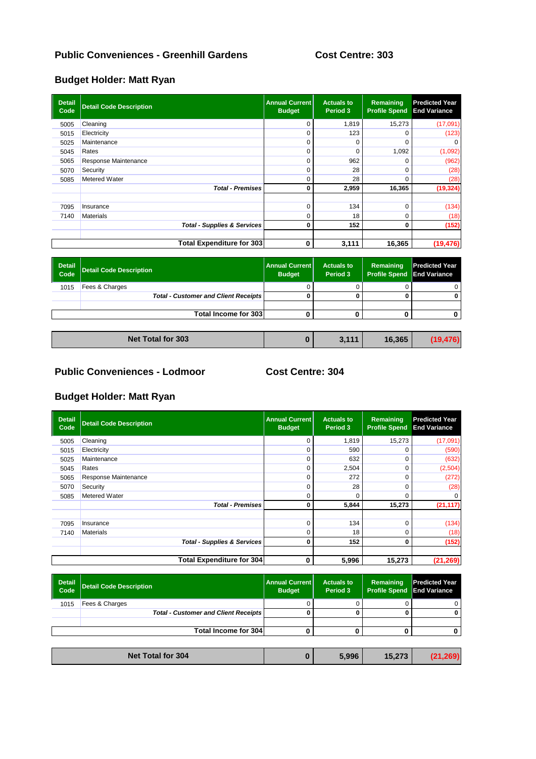## Public Conveniences - Greenhill Gardens   Cost Centre: 303

## Budget Holder: Matt Ryan

| Detail Code | Detail Code Description | Annual Current Budget | Actuals to Period 3 | Remaining Profile Spend | Predicted Year End Variance |
|---|---|---|---|---|---|
| 5005 | Cleaning | 0 | 1,819 | 15,273 | (17,091) |
| 5015 | Electricity | 0 | 123 | 0 | (123) |
| 5025 | Maintenance | 0 | 0 | 0 | 0 |
| 5045 | Rates | 0 | 0 | 1,092 | (1,092) |
| 5065 | Response Maintenance | 0 | 962 | 0 | (962) |
| 5070 | Security | 0 | 28 | 0 | (28) |
| 5085 | Metered Water | 0 | 28 | 0 | (28) |
| | ***Total - Premises*** | **0** | **2,959** | **16,365** | **(19,324)** |
| | | | | | |
| 7095 | Insurance | 0 | 134 | 0 | (134) |
| 7140 | Materials | 0 | 18 | 0 | (18) |
| | ***Total - Supplies & Services*** | **0** | **152** | **0** | **(152)** |
| | | | | | |
| | **Total Expenditure for 303** | **0** | **3,111** | **16,365** | **(19,476)** |

| Detail Code | Detail Code Description | Annual Current Budget | Actuals to Period 3 | Remaining Profile Spend | Predicted Year End Variance |
|---|---|---|---|---|---|
| 1015 | Fees & Charges | 0 | 0 | 0 | 0 |
| | ***Total - Customer and Client Receipts*** | **0** | **0** | **0** | **0** |
| | | | | | |
| | **Total Income for 303** | **0** | **0** | **0** | **0** |

| Net Total for 303 | 0 | 3,111 | 16,365 | (19,476) |
|---|---|---|---|---|

## Public Conveniences - Lodmoor   Cost Centre: 304

## Budget Holder: Matt Ryan

| Detail Code | Detail Code Description | Annual Current Budget | Actuals to Period 3 | Remaining Profile Spend | Predicted Year End Variance |
|---|---|---|---|---|---|
| 5005 | Cleaning | 0 | 1,819 | 15,273 | (17,091) |
| 5015 | Electricity | 0 | 590 | 0 | (590) |
| 5025 | Maintenance | 0 | 632 | 0 | (632) |
| 5045 | Rates | 0 | 2,504 | 0 | (2,504) |
| 5065 | Response Maintenance | 0 | 272 | 0 | (272) |
| 5070 | Security | 0 | 28 | 0 | (28) |
| 5085 | Metered Water | 0 | 0 | 0 | 0 |
| | ***Total - Premises*** | **0** | **5,844** | **15,273** | **(21,117)** |
| | | | | | |
| 7095 | Insurance | 0 | 134 | 0 | (134) |
| 7140 | Materials | 0 | 18 | 0 | (18) |
| | ***Total - Supplies & Services*** | **0** | **152** | **0** | **(152)** |
| | | | | | |
| | **Total Expenditure for 304** | **0** | **5,996** | **15,273** | **(21,269)** |

| Detail Code | Detail Code Description | Annual Current Budget | Actuals to Period 3 | Remaining Profile Spend | Predicted Year End Variance |
|---|---|---|---|---|---|
| 1015 | Fees & Charges | 0 | 0 | 0 | 0 |
| | ***Total - Customer and Client Receipts*** | **0** | **0** | **0** | **0** |
| | | | | | |
| | **Total Income for 304** | **0** | **0** | **0** | **0** |

| Net Total for 304 | 0 | 5,996 | 15,273 | (21,269) |
|---|---|---|---|---|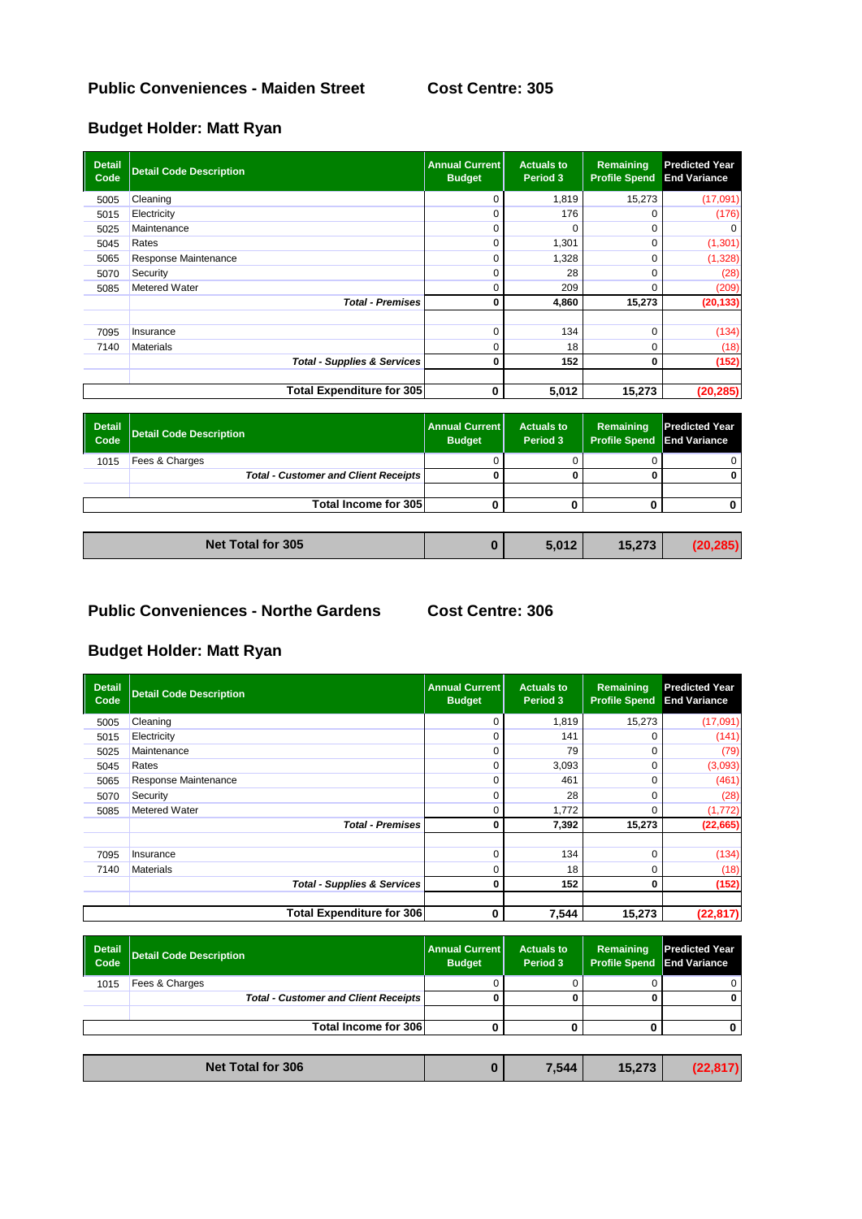## Public Conveniences - Maiden Street          Cost Centre: 305

## Budget Holder: Matt Ryan

| Detail Code | Detail Code Description | Annual Current Budget | Actuals to Period 3 | Remaining Profile Spend | Predicted Year End Variance |
|---|---|---|---|---|---|
| 5005 | Cleaning | 0 | 1,819 | 15,273 | (17,091) |
| 5015 | Electricity | 0 | 176 | 0 | (176) |
| 5025 | Maintenance | 0 | 0 | 0 | 0 |
| 5045 | Rates | 0 | 1,301 | 0 | (1,301) |
| 5065 | Response Maintenance | 0 | 1,328 | 0 | (1,328) |
| 5070 | Security | 0 | 28 | 0 | (28) |
| 5085 | Metered Water | 0 | 209 | 0 | (209) |
| | ***Total - Premises*** | **0** | **4,860** | **15,273** | **(20,133)** |
| | | | | | |
| 7095 | Insurance | 0 | 134 | 0 | (134) |
| 7140 | Materials | 0 | 18 | 0 | (18) |
| | ***Total - Supplies & Services*** | **0** | **152** | **0** | **(152)** |
| | | | | | |
| | **Total Expenditure for 305** | **0** | **5,012** | **15,273** | **(20,285)** |

| Detail Code | Detail Code Description | Annual Current Budget | Actuals to Period 3 | Remaining Profile Spend | Predicted Year End Variance |
|---|---|---|---|---|---|
| 1015 | Fees & Charges | 0 | 0 | 0 | 0 |
| | ***Total - Customer and Client Receipts*** | **0** | **0** | **0** | **0** |
| | | | | | |
| | **Total Income for 305** | **0** | **0** | **0** | **0** |

| Net Total for 305 | 0 | 5,012 | 15,273 | (20,285) |
|---|---|---|---|---|

## Public Conveniences - Northe Gardens          Cost Centre: 306

## Budget Holder: Matt Ryan

| Detail Code | Detail Code Description | Annual Current Budget | Actuals to Period 3 | Remaining Profile Spend | Predicted Year End Variance |
|---|---|---|---|---|---|
| 5005 | Cleaning | 0 | 1,819 | 15,273 | (17,091) |
| 5015 | Electricity | 0 | 141 | 0 | (141) |
| 5025 | Maintenance | 0 | 79 | 0 | (79) |
| 5045 | Rates | 0 | 3,093 | 0 | (3,093) |
| 5065 | Response Maintenance | 0 | 461 | 0 | (461) |
| 5070 | Security | 0 | 28 | 0 | (28) |
| 5085 | Metered Water | 0 | 1,772 | 0 | (1,772) |
| | ***Total - Premises*** | **0** | **7,392** | **15,273** | **(22,665)** |
| | | | | | |
| 7095 | Insurance | 0 | 134 | 0 | (134) |
| 7140 | Materials | 0 | 18 | 0 | (18) |
| | ***Total - Supplies & Services*** | **0** | **152** | **0** | **(152)** |
| | | | | | |
| | **Total Expenditure for 306** | **0** | **7,544** | **15,273** | **(22,817)** |

| Detail Code | Detail Code Description | Annual Current Budget | Actuals to Period 3 | Remaining Profile Spend | Predicted Year End Variance |
|---|---|---|---|---|---|
| 1015 | Fees & Charges | 0 | 0 | 0 | 0 |
| | ***Total - Customer and Client Receipts*** | **0** | **0** | **0** | **0** |
| | | | | | |
| | **Total Income for 306** | **0** | **0** | **0** | **0** |

| Net Total for 306 | 0 | 7,544 | 15,273 | (22,817) |
|---|---|---|---|---|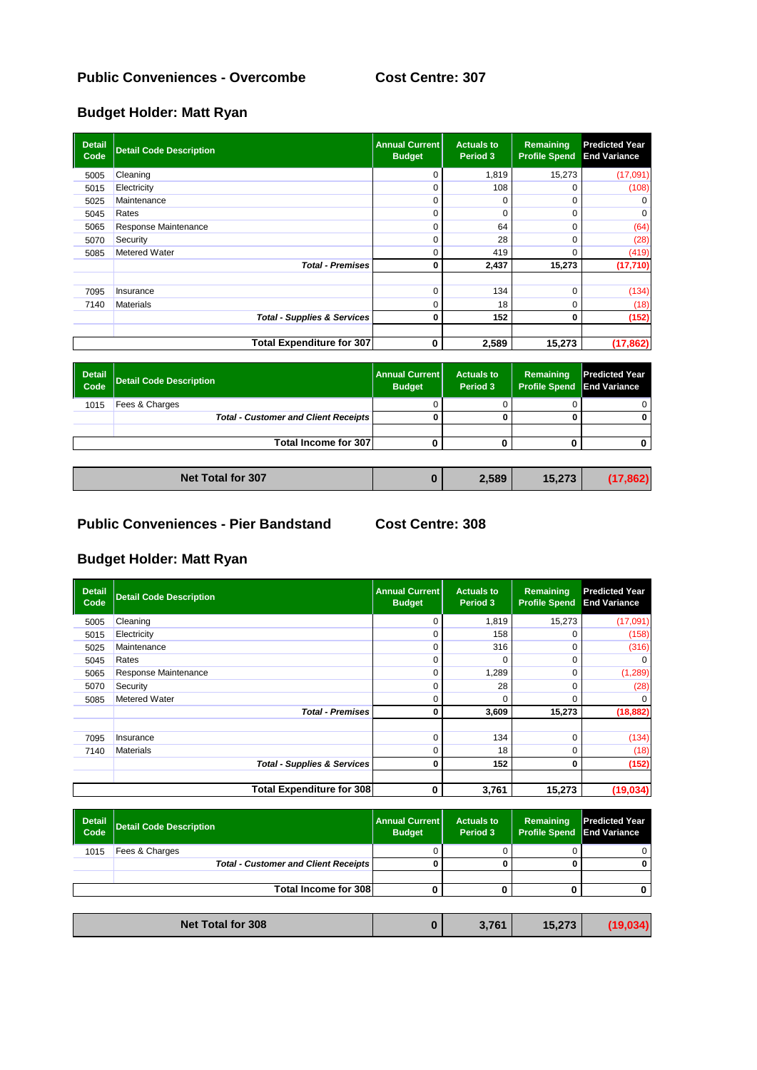## Public Conveniences - Overcombe    Cost Centre: 307

## Budget Holder: Matt Ryan

| Detail Code | Detail Code Description | Annual Current Budget | Actuals to Period 3 | Remaining Profile Spend | Predicted Year End Variance |
|---|---|---|---|---|---|
| 5005 | Cleaning | 0 | 1,819 | 15,273 | (17,091) |
| 5015 | Electricity | 0 | 108 | 0 | (108) |
| 5025 | Maintenance | 0 | 0 | 0 | 0 |
| 5045 | Rates | 0 | 0 | 0 | 0 |
| 5065 | Response Maintenance | 0 | 64 | 0 | (64) |
| 5070 | Security | 0 | 28 | 0 | (28) |
| 5085 | Metered Water | 0 | 419 | 0 | (419) |
| | ***Total - Premises*** | **0** | **2,437** | **15,273** | **(17,710)** |
| | | | | | |
| 7095 | Insurance | 0 | 134 | 0 | (134) |
| 7140 | Materials | 0 | 18 | 0 | (18) |
| | ***Total - Supplies & Services*** | **0** | **152** | **0** | **(152)** |
| | | | | | |
| | **Total Expenditure for 307** | **0** | **2,589** | **15,273** | **(17,862)** |

| Detail Code | Detail Code Description | Annual Current Budget | Actuals to Period 3 | Remaining Profile Spend | Predicted Year End Variance |
|---|---|---|---|---|---|
| 1015 | Fees & Charges | 0 | 0 | 0 | 0 |
| | ***Total - Customer and Client Receipts*** | **0** | **0** | **0** | **0** |
| | | | | | |
| | **Total Income for 307** | **0** | **0** | **0** | **0** |

| | Annual Current Budget | Actuals to Period 3 | Remaining Profile Spend | Predicted Year End Variance |
|---|---|---|---|---|
| **Net Total for 307** | **0** | **2,589** | **15,273** | **(17,862)** |

## Public Conveniences - Pier Bandstand    Cost Centre: 308

## Budget Holder: Matt Ryan

| Detail Code | Detail Code Description | Annual Current Budget | Actuals to Period 3 | Remaining Profile Spend | Predicted Year End Variance |
|---|---|---|---|---|---|
| 5005 | Cleaning | 0 | 1,819 | 15,273 | (17,091) |
| 5015 | Electricity | 0 | 158 | 0 | (158) |
| 5025 | Maintenance | 0 | 316 | 0 | (316) |
| 5045 | Rates | 0 | 0 | 0 | 0 |
| 5065 | Response Maintenance | 0 | 1,289 | 0 | (1,289) |
| 5070 | Security | 0 | 28 | 0 | (28) |
| 5085 | Metered Water | 0 | 0 | 0 | 0 |
| | ***Total - Premises*** | **0** | **3,609** | **15,273** | **(18,882)** |
| | | | | | |
| 7095 | Insurance | 0 | 134 | 0 | (134) |
| 7140 | Materials | 0 | 18 | 0 | (18) |
| | ***Total - Supplies & Services*** | **0** | **152** | **0** | **(152)** |
| | | | | | |
| | **Total Expenditure for 308** | **0** | **3,761** | **15,273** | **(19,034)** |

| Detail Code | Detail Code Description | Annual Current Budget | Actuals to Period 3 | Remaining Profile Spend | Predicted Year End Variance |
|---|---|---|---|---|---|
| 1015 | Fees & Charges | 0 | 0 | 0 | 0 |
| | ***Total - Customer and Client Receipts*** | **0** | **0** | **0** | **0** |
| | | | | | |
| | **Total Income for 308** | **0** | **0** | **0** | **0** |

| | Annual Current Budget | Actuals to Period 3 | Remaining Profile Spend | Predicted Year End Variance |
|---|---|---|---|---|
| **Net Total for 308** | **0** | **3,761** | **15,273** | **(19,034)** |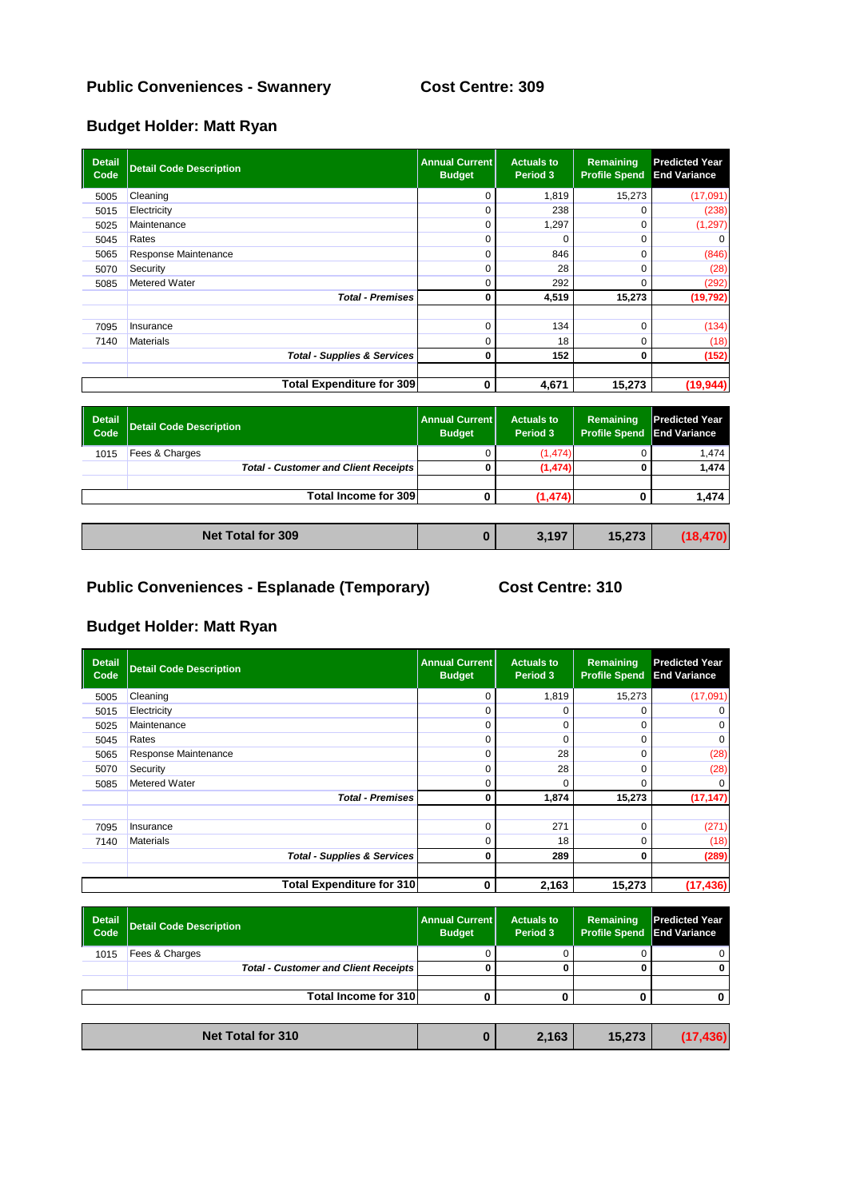## Public Conveniences - Swannery

**Cost Centre: 309**

## Budget Holder: Matt Ryan

| Detail Code | Detail Code Description | Annual Current Budget | Actuals to Period 3 | Remaining Profile Spend | Predicted Year End Variance |
|---|---|---|---|---|---|
| 5005 | Cleaning | 0 | 1,819 | 15,273 | (17,091) |
| 5015 | Electricity | 0 | 238 | 0 | (238) |
| 5025 | Maintenance | 0 | 1,297 | 0 | (1,297) |
| 5045 | Rates | 0 | 0 | 0 | 0 |
| 5065 | Response Maintenance | 0 | 846 | 0 | (846) |
| 5070 | Security | 0 | 28 | 0 | (28) |
| 5085 | Metered Water | 0 | 292 | 0 | (292) |
| | ***Total - Premises*** | **0** | **4,519** | **15,273** | **(19,792)** |
| | | | | | |
| 7095 | Insurance | 0 | 134 | 0 | (134) |
| 7140 | Materials | 0 | 18 | 0 | (18) |
| | ***Total - Supplies & Services*** | **0** | **152** | **0** | **(152)** |
| | | | | | |
| | **Total Expenditure for 309** | **0** | **4,671** | **15,273** | **(19,944)** |

| Detail Code | Detail Code Description | Annual Current Budget | Actuals to Period 3 | Remaining Profile Spend | Predicted Year End Variance |
|---|---|---|---|---|---|
| 1015 | Fees & Charges | 0 | (1,474) | 0 | 1,474 |
| | ***Total - Customer and Client Receipts*** | **0** | **(1,474)** | **0** | **1,474** |
| | | | | | |
| | **Total Income for 309** | **0** | **(1,474)** | **0** | **1,474** |

| | | | | |
|---|---|---|---|---|
| **Net Total for 309** | **0** | **3,197** | **15,273** | **(18,470)** |

## Public Conveniences - Esplanade (Temporary)

**Cost Centre: 310**

## Budget Holder: Matt Ryan

| Detail Code | Detail Code Description | Annual Current Budget | Actuals to Period 3 | Remaining Profile Spend | Predicted Year End Variance |
|---|---|---|---|---|---|
| 5005 | Cleaning | 0 | 1,819 | 15,273 | (17,091) |
| 5015 | Electricity | 0 | 0 | 0 | 0 |
| 5025 | Maintenance | 0 | 0 | 0 | 0 |
| 5045 | Rates | 0 | 0 | 0 | 0 |
| 5065 | Response Maintenance | 0 | 28 | 0 | (28) |
| 5070 | Security | 0 | 28 | 0 | (28) |
| 5085 | Metered Water | 0 | 0 | 0 | 0 |
| | ***Total - Premises*** | **0** | **1,874** | **15,273** | **(17,147)** |
| | | | | | |
| 7095 | Insurance | 0 | 271 | 0 | (271) |
| 7140 | Materials | 0 | 18 | 0 | (18) |
| | ***Total - Supplies & Services*** | **0** | **289** | **0** | **(289)** |
| | | | | | |
| | **Total Expenditure for 310** | **0** | **2,163** | **15,273** | **(17,436)** |

| Detail Code | Detail Code Description | Annual Current Budget | Actuals to Period 3 | Remaining Profile Spend | Predicted Year End Variance |
|---|---|---|---|---|---|
| 1015 | Fees & Charges | 0 | 0 | 0 | 0 |
| | ***Total - Customer and Client Receipts*** | **0** | **0** | **0** | **0** |
| | | | | | |
| | **Total Income for 310** | **0** | **0** | **0** | **0** |

| | | | | |
|---|---|---|---|---|
| **Net Total for 310** | **0** | **2,163** | **15,273** | **(17,436)** |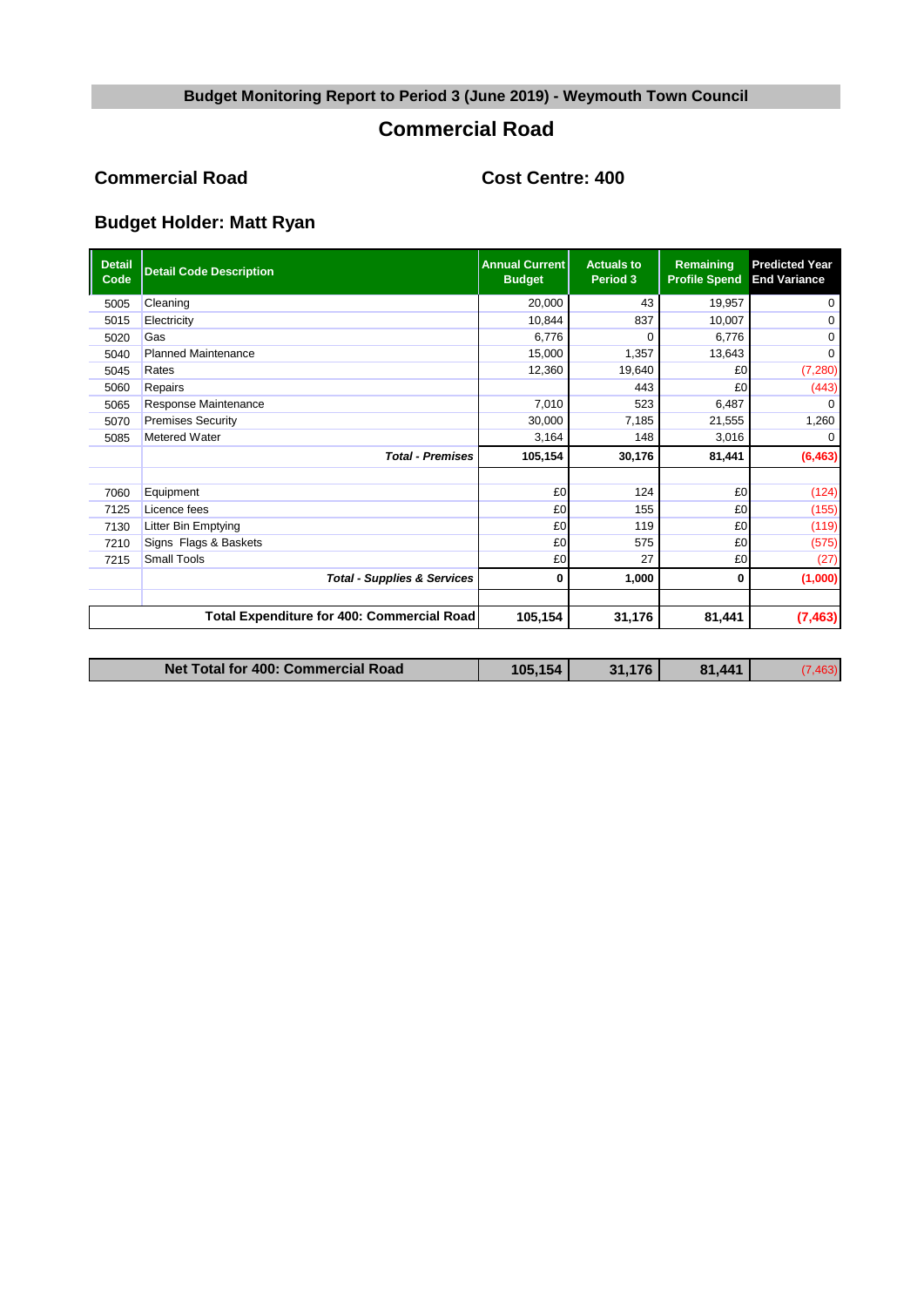## Budget Monitoring Report to Period 3 (June 2019) - Weymouth Town Council

# Commercial Road

**Commercial Road** **Cost Centre: 400**

**Budget Holder: Matt Ryan**

| Detail Code | Detail Code Description | Annual Current Budget | Actuals to Period 3 | Remaining Profile Spend | Predicted Year End Variance |
|---|---|---|---|---|---|
| 5005 | Cleaning | 20,000 | 43 | 19,957 | 0 |
| 5015 | Electricity | 10,844 | 837 | 10,007 | 0 |
| 5020 | Gas | 6,776 | 0 | 6,776 | 0 |
| 5040 | Planned Maintenance | 15,000 | 1,357 | 13,643 | 0 |
| 5045 | Rates | 12,360 | 19,640 | £0 | (7,280) |
| 5060 | Repairs | | 443 | £0 | (443) |
| 5065 | Response Maintenance | 7,010 | 523 | 6,487 | 0 |
| 5070 | Premises Security | 30,000 | 7,185 | 21,555 | 1,260 |
| 5085 | Metered Water | 3,164 | 148 | 3,016 | 0 |
| | ***Total - Premises*** | **105,154** | **30,176** | **81,441** | **(6,463)** |
| | | | | | |
| 7060 | Equipment | £0 | 124 | £0 | (124) |
| 7125 | Licence fees | £0 | 155 | £0 | (155) |
| 7130 | Litter Bin Emptying | £0 | 119 | £0 | (119) |
| 7210 | Signs Flags & Baskets | £0 | 575 | £0 | (575) |
| 7215 | Small Tools | £0 | 27 | £0 | (27) |
| | ***Total - Supplies & Services*** | **0** | **1,000** | **0** | **(1,000)** |
| | | | | | |
| | **Total Expenditure for 400: Commercial Road** | **105,154** | **31,176** | **81,441** | **(7,463)** |

| | | | | |
|---|---|---|---|---|
| **Net Total for 400: Commercial Road** | **105,154** | **31,176** | **81,441** | (7,463) |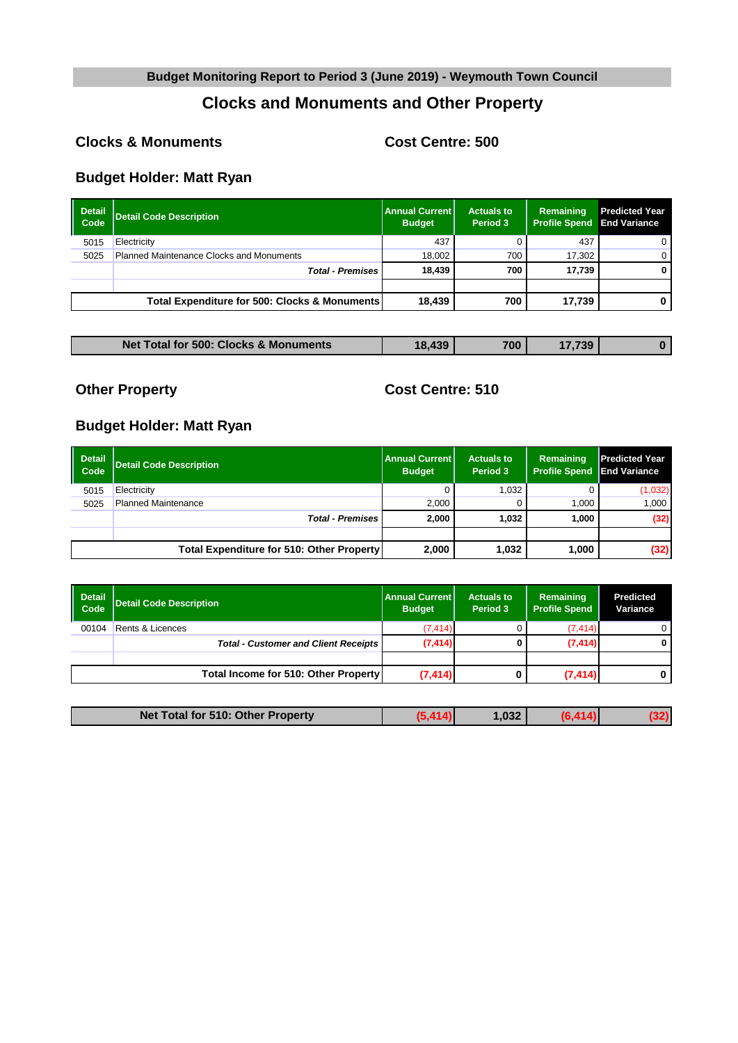Budget Monitoring Report to Period 3 (June 2019) - Weymouth Town Council

# Clocks and Monuments and Other Property

## Clocks & Monuments

**Cost Centre: 500**

### Budget Holder: Matt Ryan

| Detail Code | Detail Code Description | Annual Current Budget | Actuals to Period 3 | Remaining Profile Spend | Predicted Year End Variance |
|---|---|---|---|---|---|
| 5015 | Electricity | 437 | 0 | 437 | 0 |
| 5025 | Planned Maintenance Clocks and Monuments | 18,002 | 700 | 17,302 | 0 |
| | ***Total - Premises*** | **18,439** | **700** | **17,739** | **0** |
| | | | | | |
| | **Total Expenditure for 500: Clocks & Monuments** | **18,439** | **700** | **17,739** | **0** |

| Net Total for 500: Clocks & Monuments | 18,439 | 700 | 17,739 | 0 |
|---|---|---|---|---|

## Other Property

**Cost Centre: 510**

### Budget Holder: Matt Ryan

| Detail Code | Detail Code Description | Annual Current Budget | Actuals to Period 3 | Remaining Profile Spend | Predicted Year End Variance |
|---|---|---|---|---|---|
| 5015 | Electricity | 0 | 1,032 | 0 | (1,032) |
| 5025 | Planned Maintenance | 2,000 | 0 | 1,000 | 1,000 |
| | ***Total - Premises*** | **2,000** | **1,032** | **1,000** | **(32)** |
| | | | | | |
| | **Total Expenditure for 510: Other Property** | **2,000** | **1,032** | **1,000** | **(32)** |

| Detail Code | Detail Code Description | Annual Current Budget | Actuals to Period 3 | Remaining Profile Spend | Predicted Variance |
|---|---|---|---|---|---|
| 00104 | Rents & Licences | (7,414) | 0 | (7,414) | 0 |
| | ***Total - Customer and Client Receipts*** | **(7,414)** | **0** | **(7,414)** | **0** |
| | | | | | |
| | **Total Income for 510: Other Property** | **(7,414)** | **0** | **(7,414)** | **0** |

| Net Total for 510: Other Property | (5,414) | 1,032 | (6,414) | (32) |
|---|---|---|---|---|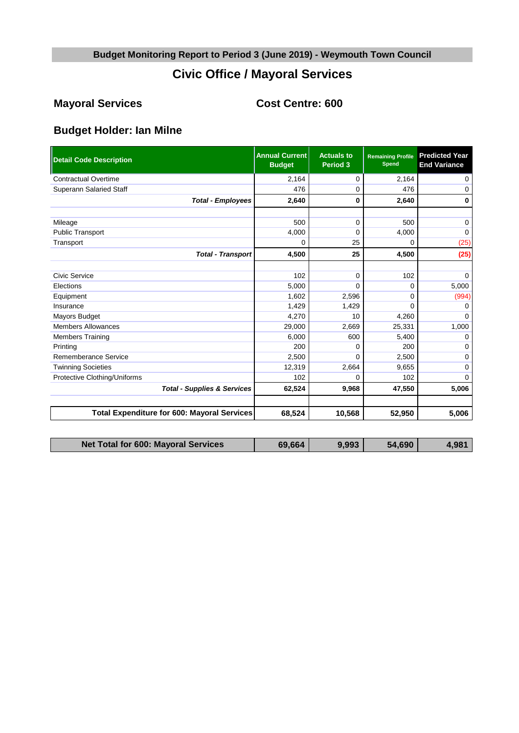## Budget Monitoring Report to Period 3 (June 2019) - Weymouth Town Council

# Civic Office / Mayoral Services

### Mayoral Services

### Cost Centre: 600

### Budget Holder: Ian Milne

| Detail Code Description | Annual Current Budget | Actuals to Period 3 | Remaining Profile Spend | Predicted Year End Variance |
|---|---|---|---|---|
| Contractual Overtime | 2,164 | 0 | 2,164 | 0 |
| Superann Salaried Staff | 476 | 0 | 476 | 0 |
| ***Total - Employees*** | **2,640** | **0** | **2,640** | **0** |
| | | | | |
| Mileage | 500 | 0 | 500 | 0 |
| Public Transport | 4,000 | 0 | 4,000 | 0 |
| Transport | 0 | 25 | 0 | (25) |
| ***Total - Transport*** | **4,500** | **25** | **4,500** | **(25)** |
| | | | | |
| Civic Service | 102 | 0 | 102 | 0 |
| Elections | 5,000 | 0 | 0 | 5,000 |
| Equipment | 1,602 | 2,596 | 0 | (994) |
| Insurance | 1,429 | 1,429 | 0 | 0 |
| Mayors Budget | 4,270 | 10 | 4,260 | 0 |
| Members Allowances | 29,000 | 2,669 | 25,331 | 1,000 |
| Members Training | 6,000 | 600 | 5,400 | 0 |
| Printing | 200 | 0 | 200 | 0 |
| Rememberance Service | 2,500 | 0 | 2,500 | 0 |
| Twinning Societies | 12,319 | 2,664 | 9,655 | 0 |
| Protective Clothing/Uniforms | 102 | 0 | 102 | 0 |
| ***Total - Supplies & Services*** | **62,524** | **9,968** | **47,550** | **5,006** |
| | | | | |
| **Total Expenditure for 600: Mayoral Services** | **68,524** | **10,568** | **52,950** | **5,006** |

| Net Total for 600: Mayoral Services | 69,664 | 9,993 | 54,690 | 4,981 |
|---|---|---|---|---|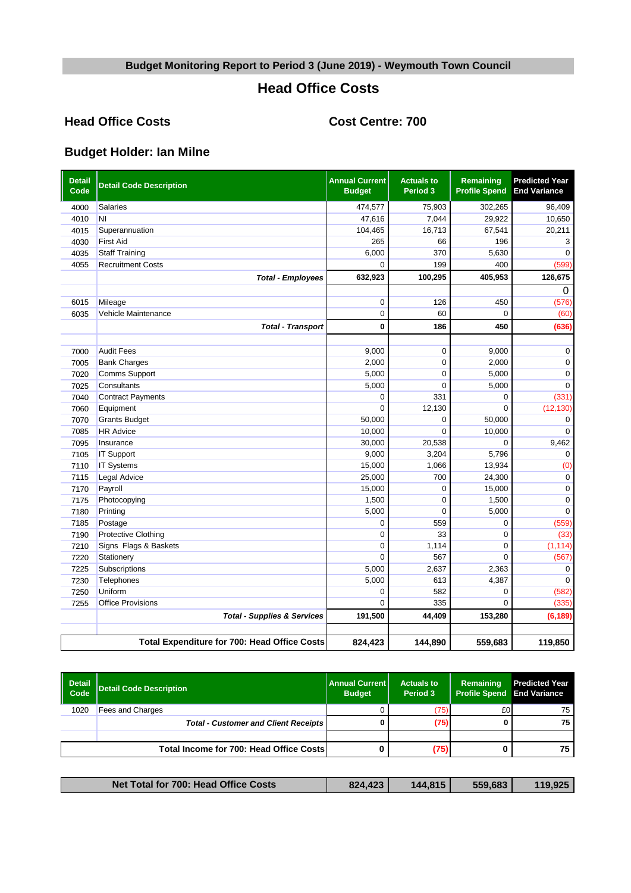## Budget Monitoring Report to Period 3 (June 2019) - Weymouth Town Council

# Head Office Costs

**Head Office Costs** **Cost Centre: 700**

**Budget Holder: Ian Milne**

| Detail Code | Detail Code Description | Annual Current Budget | Actuals to Period 3 | Remaining Profile Spend | Predicted Year End Variance |
|---|---|---|---|---|---|
| 4000 | Salaries | 474,577 | 75,903 | 302,265 | 96,409 |
| 4010 | NI | 47,616 | 7,044 | 29,922 | 10,650 |
| 4015 | Superannuation | 104,465 | 16,713 | 67,541 | 20,211 |
| 4030 | First Aid | 265 | 66 | 196 | 3 |
| 4035 | Staff Training | 6,000 | 370 | 5,630 | 0 |
| 4055 | Recruitment Costs | 0 | 199 | 400 | (599) |
| | ***Total - Employees*** | **632,923** | **100,295** | **405,953** | **126,675** |
| | | | | | 0 |
| 6015 | Mileage | 0 | 126 | 450 | (576) |
| 6035 | Vehicle Maintenance | 0 | 60 | 0 | (60) |
| | ***Total - Transport*** | **0** | **186** | **450** | **(636)** |
| | | | | | |
| 7000 | Audit Fees | 9,000 | 0 | 9,000 | 0 |
| 7005 | Bank Charges | 2,000 | 0 | 2,000 | 0 |
| 7020 | Comms Support | 5,000 | 0 | 5,000 | 0 |
| 7025 | Consultants | 5,000 | 0 | 5,000 | 0 |
| 7040 | Contract Payments | 0 | 331 | 0 | (331) |
| 7060 | Equipment | 0 | 12,130 | 0 | (12,130) |
| 7070 | Grants Budget | 50,000 | 0 | 50,000 | 0 |
| 7085 | HR Advice | 10,000 | 0 | 10,000 | 0 |
| 7095 | Insurance | 30,000 | 20,538 | 0 | 9,462 |
| 7105 | IT Support | 9,000 | 3,204 | 5,796 | 0 |
| 7110 | IT Systems | 15,000 | 1,066 | 13,934 | (0) |
| 7115 | Legal Advice | 25,000 | 700 | 24,300 | 0 |
| 7170 | Payroll | 15,000 | 0 | 15,000 | 0 |
| 7175 | Photocopying | 1,500 | 0 | 1,500 | 0 |
| 7180 | Printing | 5,000 | 0 | 5,000 | 0 |
| 7185 | Postage | 0 | 559 | 0 | (559) |
| 7190 | Protective Clothing | 0 | 33 | 0 | (33) |
| 7210 | Signs Flags & Baskets | 0 | 1,114 | 0 | (1,114) |
| 7220 | Stationery | 0 | 567 | 0 | (567) |
| 7225 | Subscriptions | 5,000 | 2,637 | 2,363 | 0 |
| 7230 | Telephones | 5,000 | 613 | 4,387 | 0 |
| 7250 | Uniform | 0 | 582 | 0 | (582) |
| 7255 | Office Provisions | 0 | 335 | 0 | (335) |
| | ***Total - Supplies & Services*** | **191,500** | **44,409** | **153,280** | **(6,189)** |
| | | | | | |
| | **Total Expenditure for 700: Head Office Costs** | **824,423** | **144,890** | **559,683** | **119,850** |

| Detail Code | Detail Code Description | Annual Current Budget | Actuals to Period 3 | Remaining Profile Spend | Predicted Year End Variance |
|---|---|---|---|---|---|
| 1020 | Fees and Charges | 0 | (75) | £0 | 75 |
| | ***Total - Customer and Client Receipts*** | **0** | **(75)** | **0** | **75** |
| | | | | | |
| | **Total Income for 700: Head Office Costs** | **0** | **(75)** | **0** | **75** |

| | | | | |
|---|---|---|---|---|
| **Net Total for 700: Head Office Costs** | **824,423** | **144,815** | **559,683** | **119,925** |